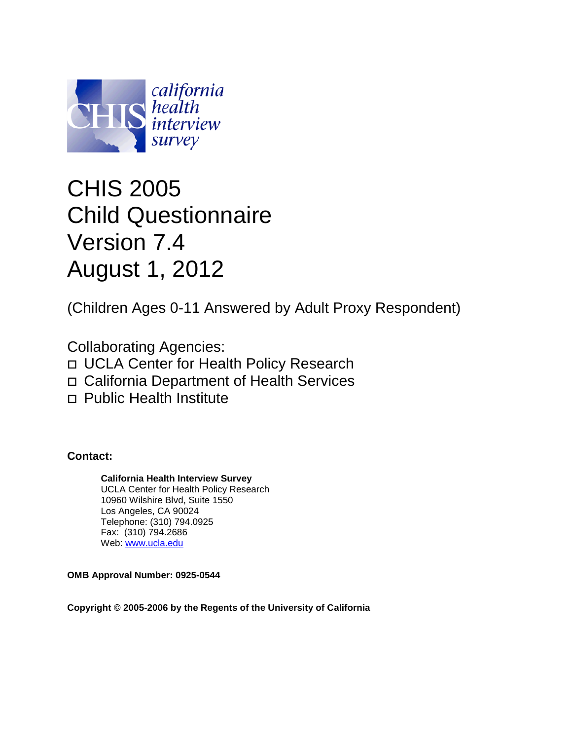california health interview survey

# CHIS 2005
# Child Questionnaire
# Version 7.4
# August 1, 2012

(Children Ages 0-11 Answered by Adult Proxy Respondent)

Collaborating Agencies:

- UCLA Center for Health Policy Research
- California Department of Health Services
- Public Health Institute

**Contact:**

**California Health Interview Survey**
UCLA Center for Health Policy Research
10960 Wilshire Blvd, Suite 1550
Los Angeles, CA 90024
Telephone: (310) 794.0925
Fax: (310) 794.2686
Web: www.ucla.edu

**OMB Approval Number: 0925-0544**

**Copyright © 2005-2006 by the Regents of the University of California**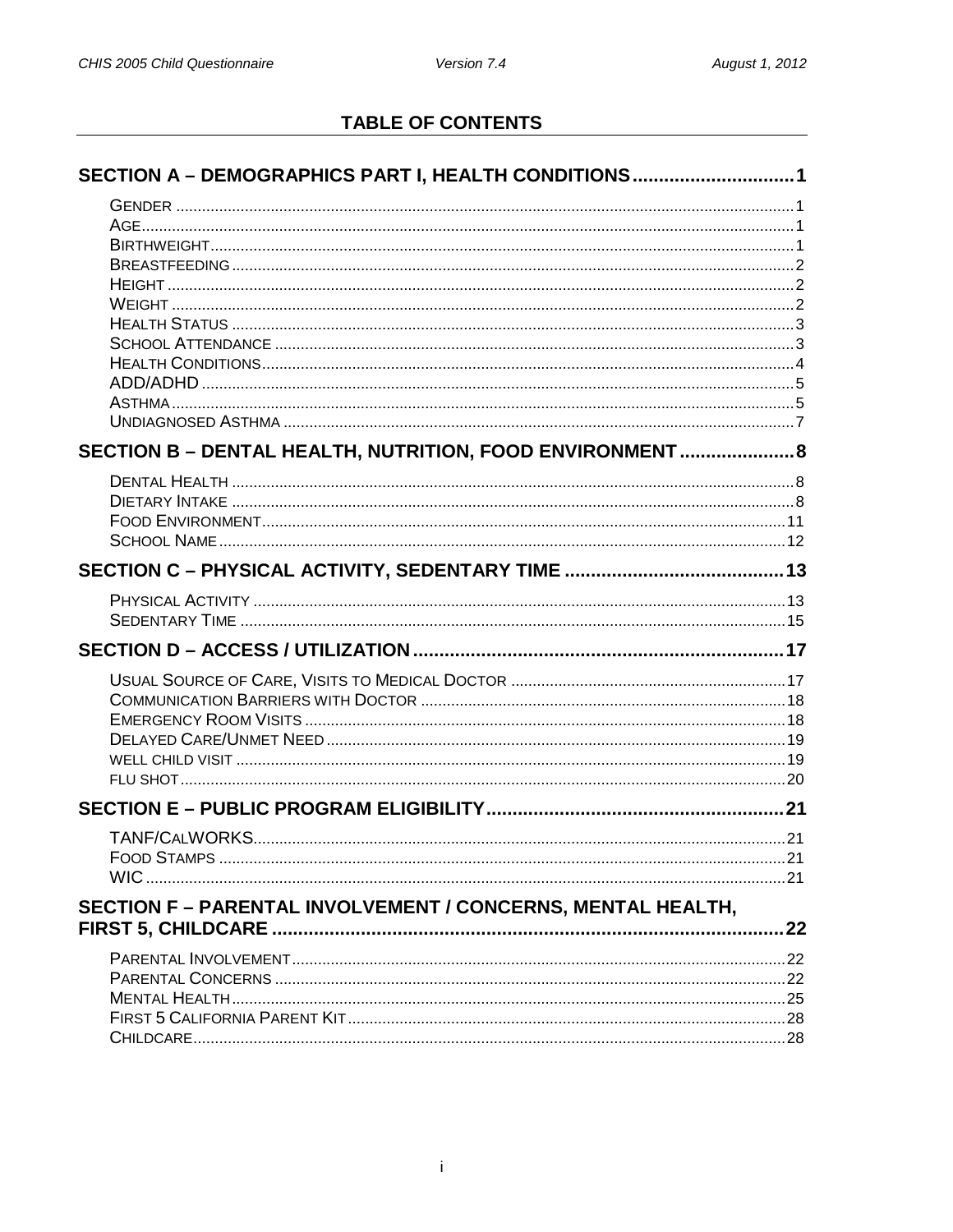# TABLE OF CONTENTS

## SECTION A – DEMOGRAPHICS PART I, HEALTH CONDITIONS ... 1

- GENDER ... 1
- AGE ... 1
- BIRTHWEIGHT ... 1
- BREASTFEEDING ... 2
- HEIGHT ... 2
- WEIGHT ... 2
- HEALTH STATUS ... 3
- SCHOOL ATTENDANCE ... 3
- HEALTH CONDITIONS ... 4
- ADD/ADHD ... 5
- ASTHMA ... 5
- UNDIAGNOSED ASTHMA ... 7

## SECTION B – DENTAL HEALTH, NUTRITION, FOOD ENVIRONMENT ... 8

- DENTAL HEALTH ... 8
- DIETARY INTAKE ... 8
- FOOD ENVIRONMENT ... 11
- SCHOOL NAME ... 12

## SECTION C – PHYSICAL ACTIVITY, SEDENTARY TIME ... 13

- PHYSICAL ACTIVITY ... 13
- SEDENTARY TIME ... 15

## SECTION D – ACCESS / UTILIZATION ... 17

- USUAL SOURCE OF CARE, VISITS TO MEDICAL DOCTOR ... 17
- COMMUNICATION BARRIERS WITH DOCTOR ... 18
- EMERGENCY ROOM VISITS ... 18
- DELAYED CARE/UNMET NEED ... 19
- WELL CHILD VISIT ... 19
- FLU SHOT ... 20

## SECTION E – PUBLIC PROGRAM ELIGIBILITY ... 21

- TANF/CALWORKS ... 21
- FOOD STAMPS ... 21
- WIC ... 21

## SECTION F – PARENTAL INVOLVEMENT / CONCERNS, MENTAL HEALTH, FIRST 5, CHILDCARE ... 22

- PARENTAL INVOLVEMENT ... 22
- PARENTAL CONCERNS ... 22
- MENTAL HEALTH ... 25
- FIRST 5 CALIFORNIA PARENT KIT ... 28
- CHILDCARE ... 28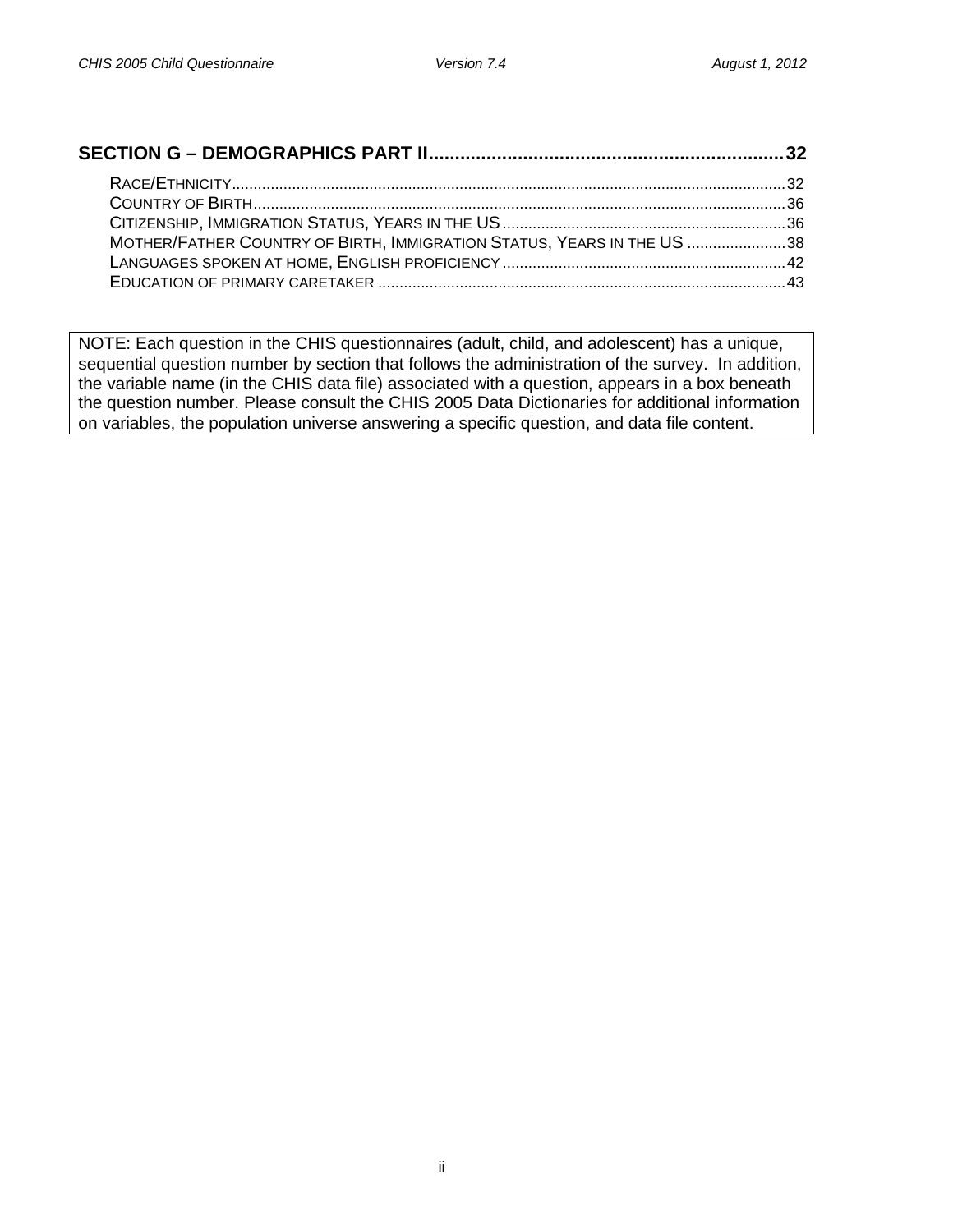**SECTION G – DEMOGRAPHICS PART II .................................................................... 32**

- RACE/ETHNICITY ................................................................................................................................ 32
- COUNTRY OF BIRTH ........................................................................................................................... 36
- CITIZENSHIP, IMMIGRATION STATUS, YEARS IN THE US ................................................................. 36
- MOTHER/FATHER COUNTRY OF BIRTH, IMMIGRATION STATUS, YEARS IN THE US ....................... 38
- LANGUAGES SPOKEN AT HOME, ENGLISH PROFICIENCY ................................................................. 42
- EDUCATION OF PRIMARY CARETAKER .............................................................................................. 43

NOTE: Each question in the CHIS questionnaires (adult, child, and adolescent) has a unique, sequential question number by section that follows the administration of the survey. In addition, the variable name (in the CHIS data file) associated with a question, appears in a box beneath the question number. Please consult the CHIS 2005 Data Dictionaries for additional information on variables, the population universe answering a specific question, and data file content.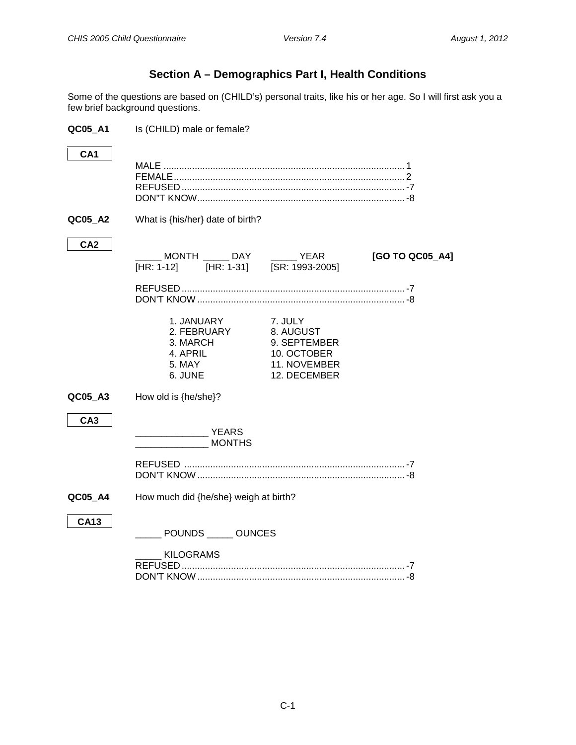## Section A – Demographics Part I, Health Conditions

Some of the questions are based on (CHILD's) personal traits, like his or her age. So I will first ask you a few brief background questions.

**QC05_A1** Is (CHILD) male or female?

**CA1**

MALE ............................................................................................ 1
FEMALE......................................................................................... 2
REFUSED ...................................................................................... -7
DON"T KNOW................................................................................ -8

**QC05_A2** What is {his/her} date of birth?

**CA2**

_____ MONTH _____ DAY _____ YEAR **[GO TO QC05_A4]**
[HR: 1-12] [HR: 1-31] [SR: 1993-2005]

REFUSED ...................................................................................... -7
DON'T KNOW ................................................................................ -8

| | |
|---|---|
| 1. JANUARY | 7. JULY |
| 2. FEBRUARY | 8. AUGUST |
| 3. MARCH | 9. SEPTEMBER |
| 4. APRIL | 10. OCTOBER |
| 5. MAY | 11. NOVEMBER |
| 6. JUNE | 12. DECEMBER |

**QC05_A3** How old is {he/she}?

**CA3**

______________ YEARS
______________ MONTHS

REFUSED ..................................................................................... -7
DON'T KNOW ................................................................................ -8

**QC05_A4** How much did {he/she} weigh at birth?

**CA13**

_____ POUNDS _____ OUNCES

_____ KILOGRAMS
REFUSED ...................................................................................... -7
DON'T KNOW ................................................................................ -8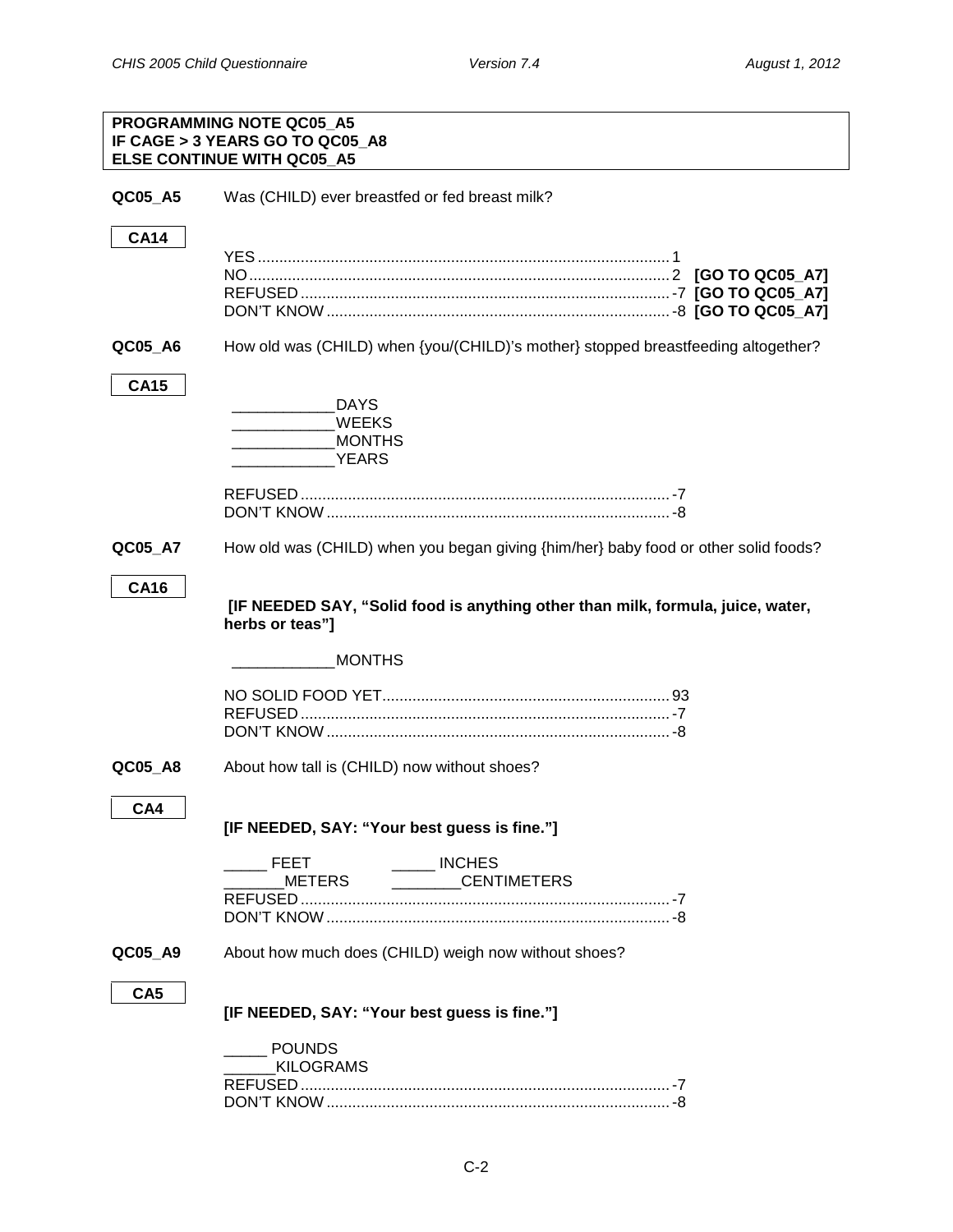**PROGRAMMING NOTE QC05_A5**
**IF CAGE > 3 YEARS GO TO QC05_A8**
**ELSE CONTINUE WITH QC05_A5**

**QC05_A5** Was (CHILD) ever breastfed or fed breast milk?

**CA14**

YES .......... 1
NO .......... 2 **[GO TO QC05_A7]**
REFUSED .......... -7 **[GO TO QC05_A7]**
DON'T KNOW .......... -8 **[GO TO QC05_A7]**

**QC05_A6** How old was (CHILD) when {you/(CHILD)'s mother} stopped breastfeeding altogether?

**CA15**

____________DAYS
____________WEEKS
____________MONTHS
____________YEARS

REFUSED .......... -7
DON'T KNOW .......... -8

**QC05_A7** How old was (CHILD) when you began giving {him/her} baby food or other solid foods?

**CA16**

**[IF NEEDED SAY, "Solid food is anything other than milk, formula, juice, water, herbs or teas"]**

____________MONTHS

NO SOLID FOOD YET .......... 93
REFUSED .......... -7
DON'T KNOW .......... -8

**QC05_A8** About how tall is (CHILD) now without shoes?

**CA4**

**[IF NEEDED, SAY: "Your best guess is fine."]**

_____ FEET _____ INCHES
_______METERS ________CENTIMETERS
REFUSED .......... -7
DON'T KNOW .......... -8

**QC05_A9** About how much does (CHILD) weigh now without shoes?

**CA5**

**[IF NEEDED, SAY: "Your best guess is fine."]**

_____ POUNDS
______KILOGRAMS
REFUSED .......... -7
DON'T KNOW .......... -8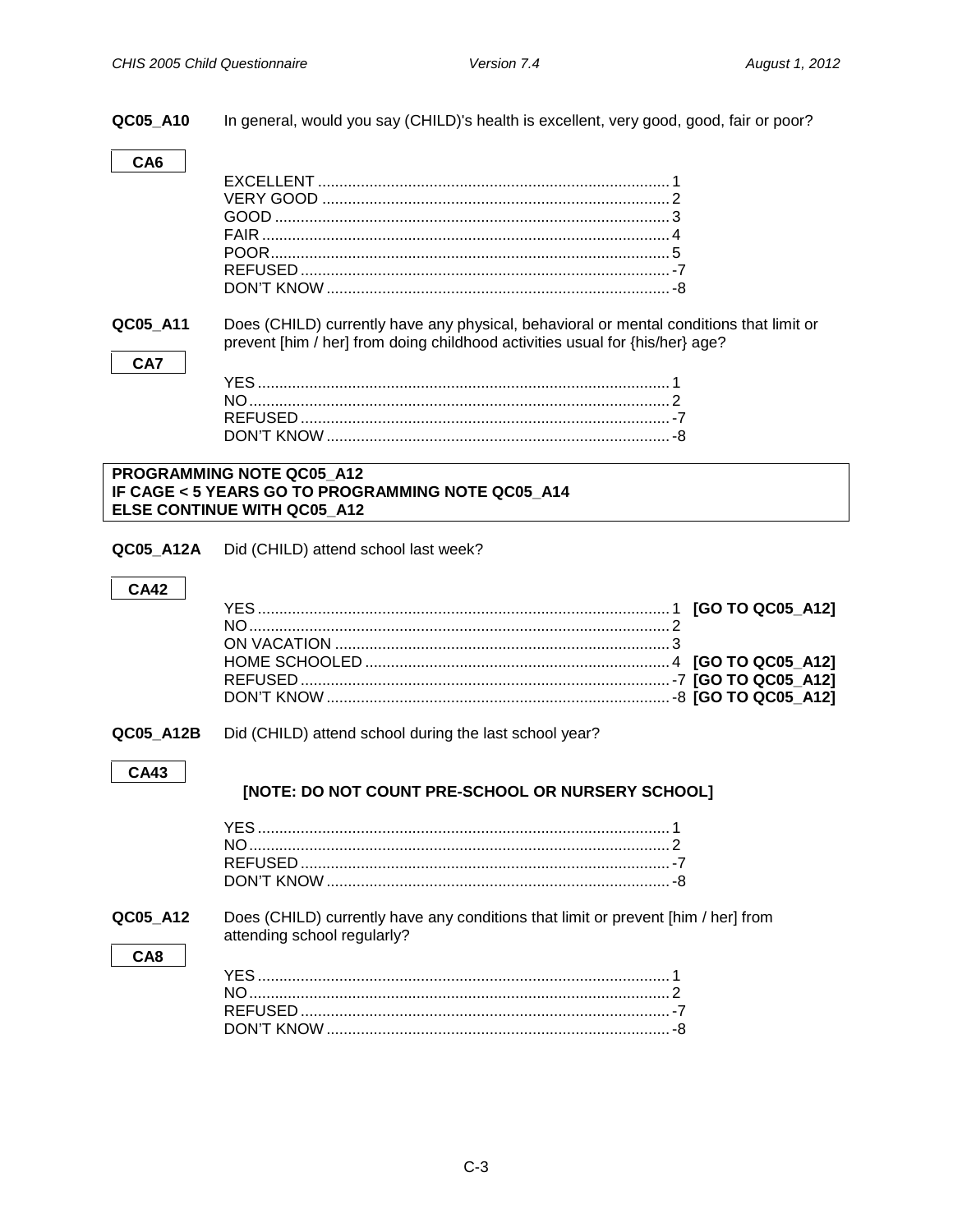**QC05_A10** In general, would you say (CHILD)'s health is excellent, very good, good, fair or poor?

**CA6**

EXCELLENT .......... 1
VERY GOOD .......... 2
GOOD .......... 3
FAIR .......... 4
POOR .......... 5
REFUSED .......... -7
DON'T KNOW .......... -8

**QC05_A11** Does (CHILD) currently have any physical, behavioral or mental conditions that limit or prevent [him / her] from doing childhood activities usual for {his/her} age?

**CA7**

YES .......... 1
NO .......... 2
REFUSED .......... -7
DON'T KNOW .......... -8

**PROGRAMMING NOTE QC05_A12**
**IF CAGE < 5 YEARS GO TO PROGRAMMING NOTE QC05_A14**
**ELSE CONTINUE WITH QC05_A12**

**QC05_A12A** Did (CHILD) attend school last week?

**CA42**

YES .......... 1 **[GO TO QC05_A12]**
NO .......... 2
ON VACATION .......... 3
HOME SCHOOLED .......... 4 **[GO TO QC05_A12]**
REFUSED .......... -7 **[GO TO QC05_A12]**
DON'T KNOW .......... -8 **[GO TO QC05_A12]**

**QC05_A12B** Did (CHILD) attend school during the last school year?

**CA43**

**[NOTE: DO NOT COUNT PRE-SCHOOL OR NURSERY SCHOOL]**

YES .......... 1
NO .......... 2
REFUSED .......... -7
DON'T KNOW .......... -8

**QC05_A12** Does (CHILD) currently have any conditions that limit or prevent [him / her] from attending school regularly?

**CA8**

YES .......... 1
NO .......... 2
REFUSED .......... -7
DON'T KNOW .......... -8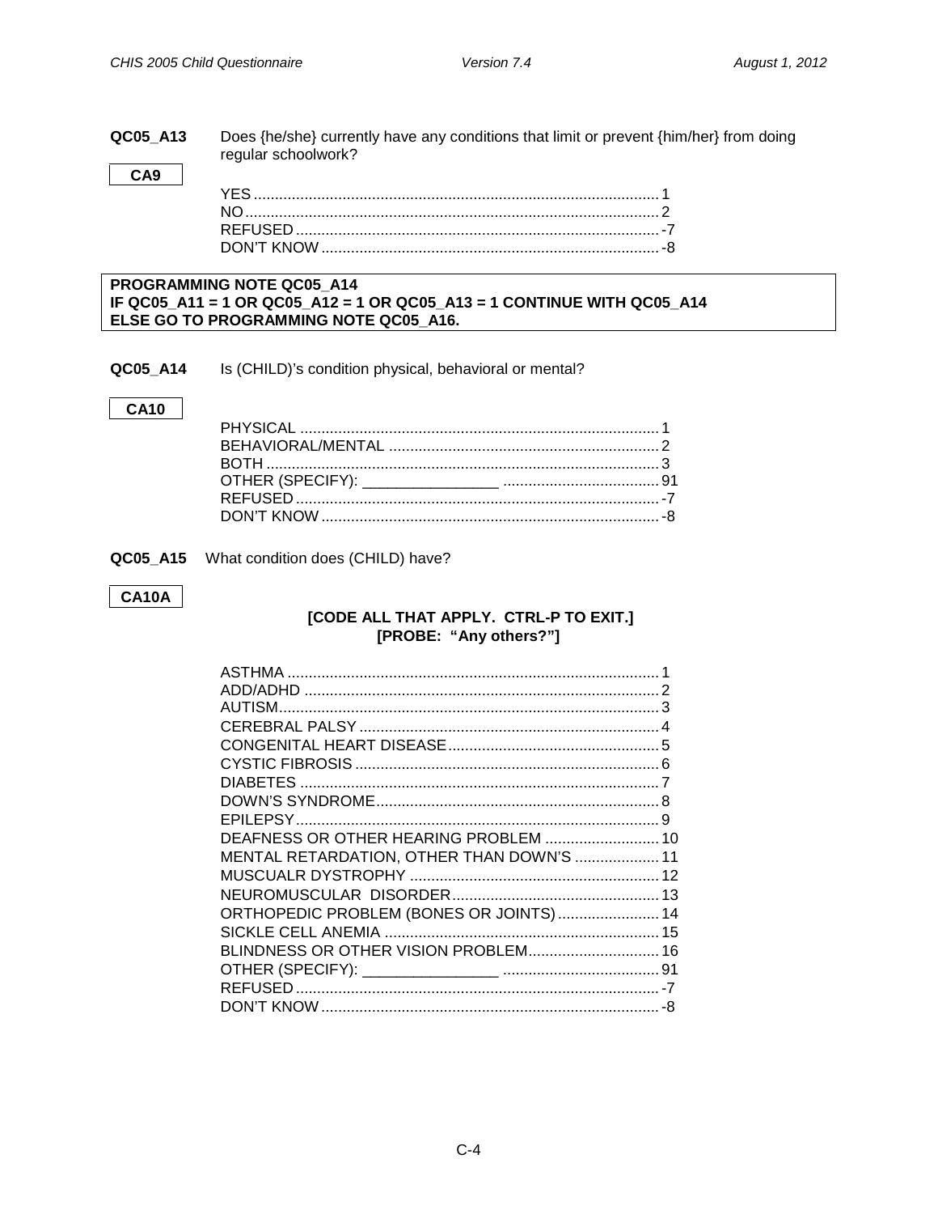**QC05_A13** Does {he/she} currently have any conditions that limit or prevent {him/her} from doing regular schoolwork?

**CA9**

| | |
|---|---|
| YES | 1 |
| NO | 2 |
| REFUSED | -7 |
| DON'T KNOW | -8 |

**PROGRAMMING NOTE QC05_A14**
**IF QC05_A11 = 1 OR QC05_A12 = 1 OR QC05_A13 = 1 CONTINUE WITH QC05_A14**
**ELSE GO TO PROGRAMMING NOTE QC05_A16.**

**QC05_A14** Is (CHILD)'s condition physical, behavioral or mental?

**CA10**

| | |
|---|---|
| PHYSICAL | 1 |
| BEHAVIORAL/MENTAL | 2 |
| BOTH | 3 |
| OTHER (SPECIFY): ________________ | 91 |
| REFUSED | -7 |
| DON'T KNOW | -8 |

**QC05_A15** What condition does (CHILD) have?

**CA10A**

**[CODE ALL THAT APPLY. CTRL-P TO EXIT.]**
**[PROBE: "Any others?"]**

| | |
|---|---|
| ASTHMA | 1 |
| ADD/ADHD | 2 |
| AUTISM | 3 |
| CEREBRAL PALSY | 4 |
| CONGENITAL HEART DISEASE | 5 |
| CYSTIC FIBROSIS | 6 |
| DIABETES | 7 |
| DOWN'S SYNDROME | 8 |
| EPILEPSY | 9 |
| DEAFNESS OR OTHER HEARING PROBLEM | 10 |
| MENTAL RETARDATION, OTHER THAN DOWN'S | 11 |
| MUSCUALR DYSTROPHY | 12 |
| NEUROMUSCULAR DISORDER | 13 |
| ORTHOPEDIC PROBLEM (BONES OR JOINTS) | 14 |
| SICKLE CELL ANEMIA | 15 |
| BLINDNESS OR OTHER VISION PROBLEM | 16 |
| OTHER (SPECIFY): ________________ | 91 |
| REFUSED | -7 |
| DON'T KNOW | -8 |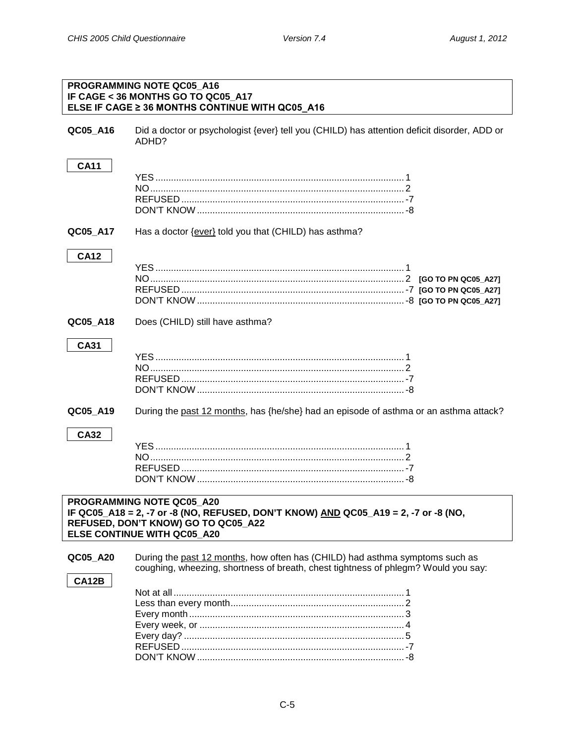**PROGRAMMING NOTE QC05_A16**
**IF CAGE < 36 MONTHS GO TO QC05_A17**
**ELSE IF CAGE ≥ 36 MONTHS CONTINUE WITH QC05_A16**

**QC05_A16** Did a doctor or psychologist {ever} tell you (CHILD) has attention deficit disorder, ADD or ADHD?

**CA11**

YES .......... 1
NO .......... 2
REFUSED .......... -7
DON'T KNOW .......... -8

**QC05_A17** Has a doctor <u>{ever}</u> told you that (CHILD) has asthma?

**CA12**

YES .......... 1
NO .......... 2 **[GO TO PN QC05_A27]**
REFUSED .......... -7 **[GO TO PN QC05_A27]**
DON'T KNOW .......... -8 **[GO TO PN QC05_A27]**

**QC05_A18** Does (CHILD) still have asthma?

**CA31**

YES .......... 1
NO .......... 2
REFUSED .......... -7
DON'T KNOW .......... -8

**QC05_A19** During the <u>past 12 months</u>, has {he/she} had an episode of asthma or an asthma attack?

**CA32**

YES .......... 1
NO .......... 2
REFUSED .......... -7
DON'T KNOW .......... -8

**PROGRAMMING NOTE QC05_A20**
**IF QC05_A18 = 2, -7 or -8 (NO, REFUSED, DON'T KNOW) <u>AND</u> QC05_A19 = 2, -7 or -8 (NO, REFUSED, DON'T KNOW) GO TO QC05_A22**
**ELSE CONTINUE WITH QC05_A20**

**QC05_A20** During the <u>past 12 months</u>, how often has (CHILD) had asthma symptoms such as coughing, wheezing, shortness of breath, chest tightness of phlegm? Would you say:

**CA12B**

Not at all .......... 1
Less than every month .......... 2
Every month .......... 3
Every week, or .......... 4
Every day? .......... 5
REFUSED .......... -7
DON'T KNOW .......... -8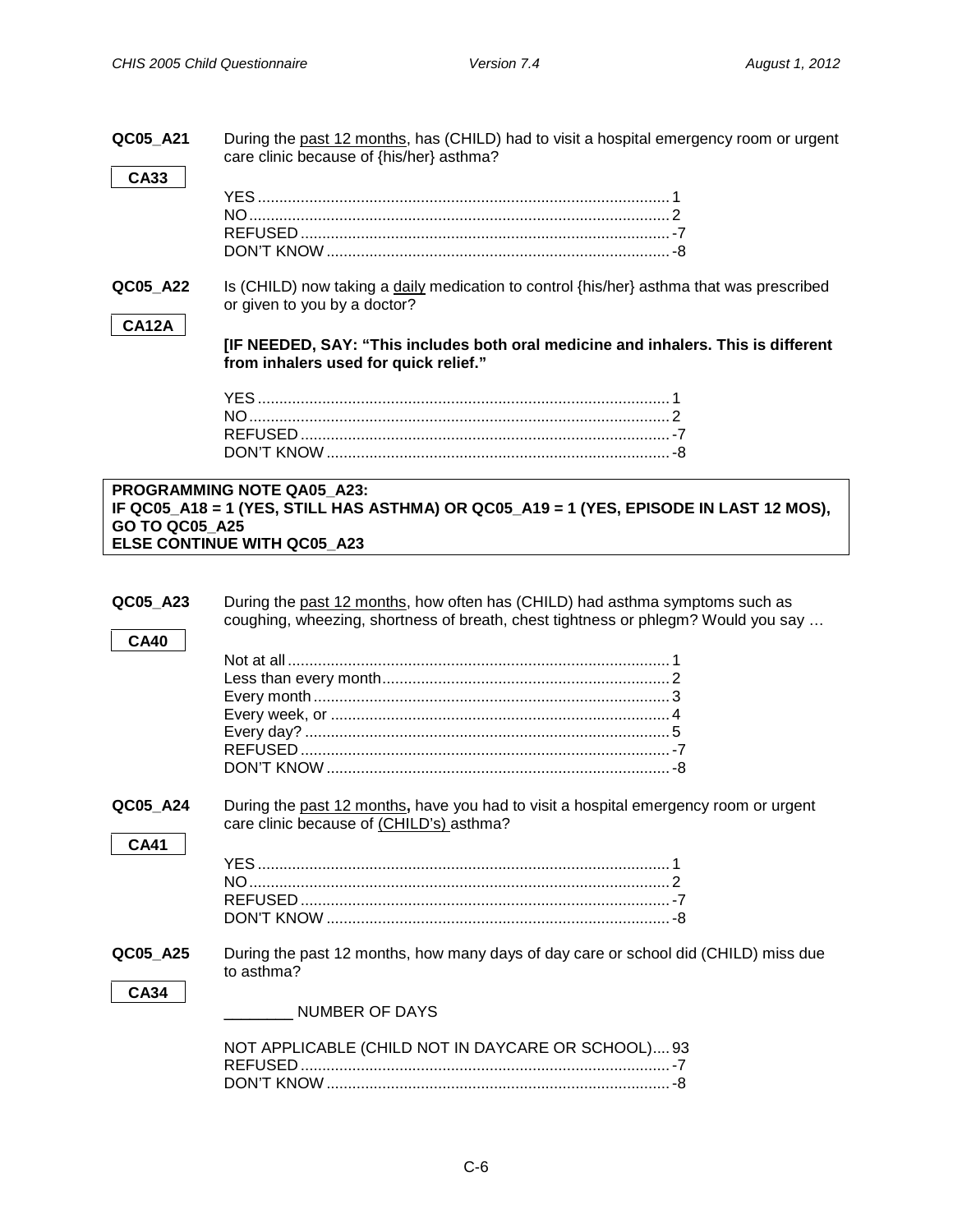**QC05_A21** During the past 12 months, has (CHILD) had to visit a hospital emergency room or urgent care clinic because of {his/her} asthma?

**CA33**

YES ........................................................................................ 1
NO .......................................................................................... 2
REFUSED ................................................................................ -7
DON'T KNOW .......................................................................... -8

**QC05_A22** Is (CHILD) now taking a daily medication to control {his/her} asthma that was prescribed or given to you by a doctor?

**CA12A**

**[IF NEEDED, SAY: "This includes both oral medicine and inhalers. This is different from inhalers used for quick relief."**

YES ........................................................................................ 1
NO .......................................................................................... 2
REFUSED ................................................................................ -7
DON'T KNOW .......................................................................... -8

**PROGRAMMING NOTE QA05_A23:**
**IF QC05_A18 = 1 (YES, STILL HAS ASTHMA) OR QC05_A19 = 1 (YES, EPISODE IN LAST 12 MOS), GO TO QC05_A25**
**ELSE CONTINUE WITH QC05_A23**

**QC05_A23** During the past 12 months, how often has (CHILD) had asthma symptoms such as coughing, wheezing, shortness of breath, chest tightness or phlegm? Would you say …

**CA40**

Not at all ................................................................................. 1
Less than every month .............................................................. 2
Every month ............................................................................. 3
Every week, or ......................................................................... 4
Every day? ............................................................................... 5
REFUSED ................................................................................ -7
DON'T KNOW .......................................................................... -8

**QC05_A24** During the past 12 months**,** have you had to visit a hospital emergency room or urgent care clinic because of (CHILD's) asthma?

**CA41**

YES ........................................................................................ 1
NO .......................................................................................... 2
REFUSED ................................................................................ -7
DON'T KNOW .......................................................................... -8

**QC05_A25** During the past 12 months, how many days of day care or school did (CHILD) miss due to asthma?

**CA34**

________ NUMBER OF DAYS

NOT APPLICABLE (CHILD NOT IN DAYCARE OR SCHOOL) .... 93
REFUSED ................................................................................ -7
DON'T KNOW .......................................................................... -8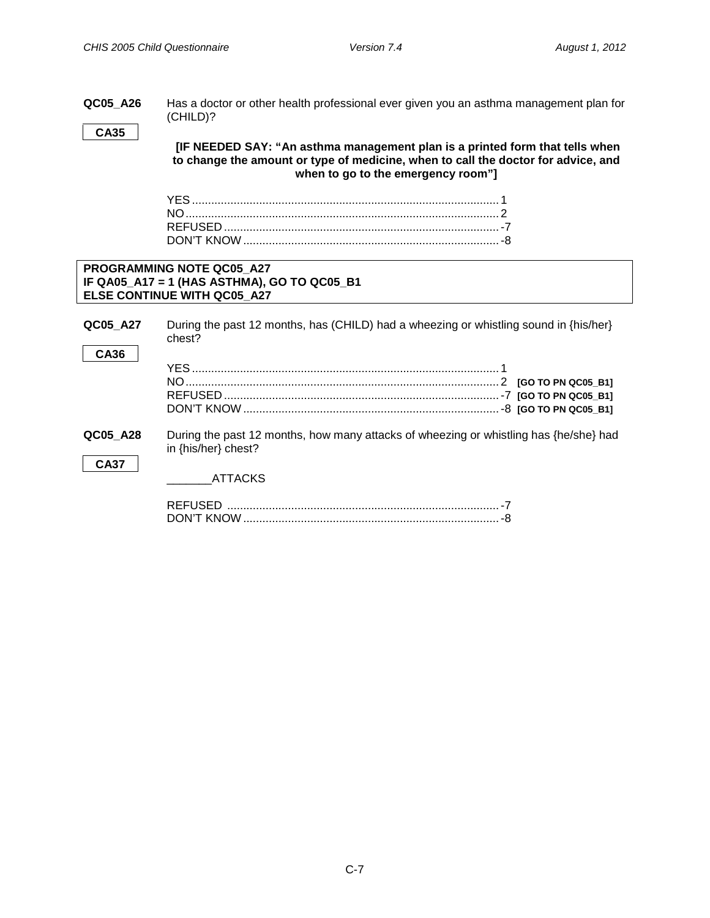**QC05_A26** Has a doctor or other health professional ever given you an asthma management plan for (CHILD)?

**CA35**

**[IF NEEDED SAY: "An asthma management plan is a printed form that tells when to change the amount or type of medicine, when to call the doctor for advice, and when to go to the emergency room"]**

YES ............................................................................................ 1
NO .............................................................................................. 2
REFUSED ................................................................................... -7
DON'T KNOW ............................................................................. -8

**PROGRAMMING NOTE QC05_A27**
**IF QA05_A17 = 1 (HAS ASTHMA), GO TO QC05_B1**
**ELSE CONTINUE WITH QC05_A27**

**QC05_A27** During the past 12 months, has (CHILD) had a wheezing or whistling sound in {his/her} chest?

**CA36**

YES ............................................................................................ 1
NO .............................................................................................. 2 **[GO TO PN QC05_B1]**
REFUSED ................................................................................... -7 **[GO TO PN QC05_B1]**
DON'T KNOW ............................................................................. -8 **[GO TO PN QC05_B1]**

**QC05_A28** During the past 12 months, how many attacks of wheezing or whistling has {he/she} had in {his/her} chest?

**CA37**

_______ATTACKS

REFUSED ................................................................................... -7
DON'T KNOW ............................................................................. -8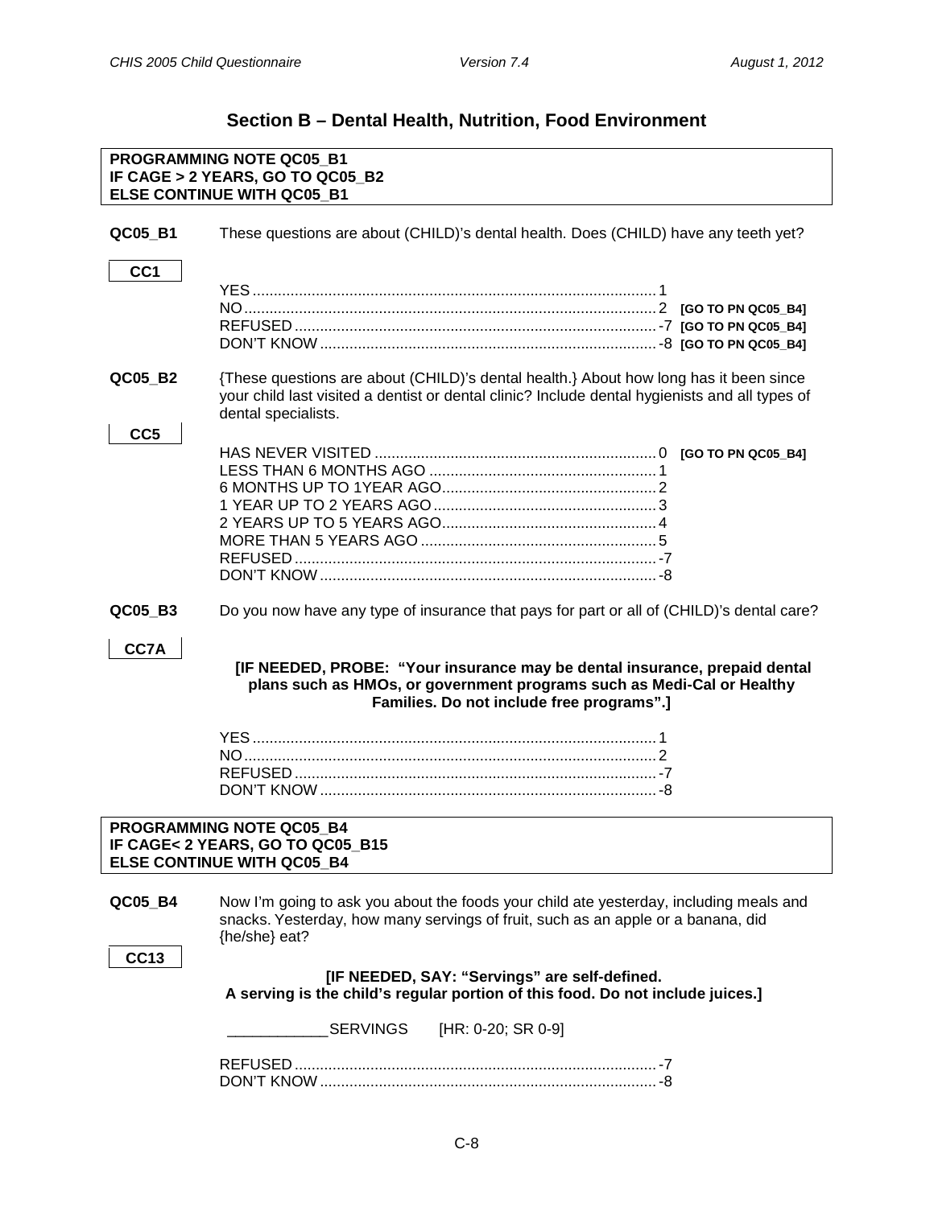## Section B – Dental Health, Nutrition, Food Environment

**PROGRAMMING NOTE QC05_B1**
**IF CAGE > 2 YEARS, GO TO QC05_B2**
**ELSE CONTINUE WITH QC05_B1**

**QC05_B1** These questions are about (CHILD)'s dental health. Does (CHILD) have any teeth yet?

**CC1**

YES....................................................................................1
NO.....................................................................................2 **[GO TO PN QC05_B4]**
REFUSED..........................................................................-7 **[GO TO PN QC05_B4]**
DON'T KNOW....................................................................-8 **[GO TO PN QC05_B4]**

**QC05_B2** {These questions are about (CHILD)'s dental health.} About how long has it been since your child last visited a dentist or dental clinic? Include dental hygienists and all types of dental specialists.

**CC5**

HAS NEVER VISITED ......................................................0 **[GO TO PN QC05_B4]**
LESS THAN 6 MONTHS AGO ..........................................1
6 MONTHS UP TO 1YEAR AGO.......................................2
1 YEAR UP TO 2 YEARS AGO.........................................3
2 YEARS UP TO 5 YEARS AGO.......................................4
MORE THAN 5 YEARS AGO ............................................5
REFUSED..........................................................................-7
DON'T KNOW....................................................................-8

**QC05_B3** Do you now have any type of insurance that pays for part or all of (CHILD)'s dental care?

**CC7A**

**[IF NEEDED, PROBE: "Your insurance may be dental insurance, prepaid dental plans such as HMOs, or government programs such as Medi-Cal or Healthy Families. Do not include free programs".]**

YES....................................................................................1
NO.....................................................................................2
REFUSED..........................................................................-7
DON'T KNOW....................................................................-8

**PROGRAMMING NOTE QC05_B4**
**IF CAGE< 2 YEARS, GO TO QC05_B15**
**ELSE CONTINUE WITH QC05_B4**

**QC05_B4** Now I'm going to ask you about the foods your child ate yesterday, including meals and snacks. Yesterday, how many servings of fruit, such as an apple or a banana, did {he/she} eat?

**CC13**

**[IF NEEDED, SAY: "Servings" are self-defined.**
**A serving is the child's regular portion of this food. Do not include juices.]**

____________SERVINGS [HR: 0-20; SR 0-9]

REFUSED..........................................................................-7
DON'T KNOW....................................................................-8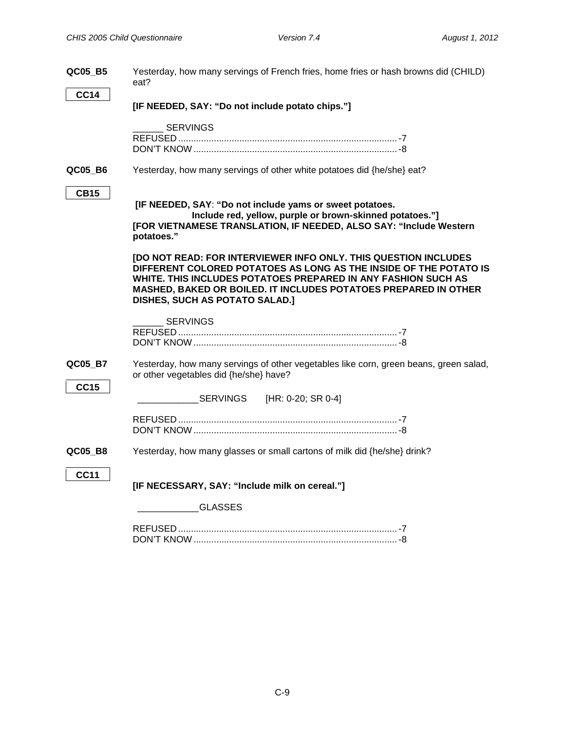**QC05_B5** Yesterday, how many servings of French fries, home fries or hash browns did (CHILD) eat?

CC14

**[IF NEEDED, SAY: "Do not include potato chips."]**

______ SERVINGS
REFUSED ..................................................................................... -7
DON'T KNOW ............................................................................... -8

**QC05_B6** Yesterday, how many servings of other white potatoes did {he/she} eat?

CB15

**[IF NEEDED, SAY: "Do not include yams or sweet potatoes. Include red, yellow, purple or brown-skinned potatoes."]**
**[FOR VIETNAMESE TRANSLATION, IF NEEDED, ALSO SAY: "Include Western potatoes."**

**[DO NOT READ: FOR INTERVIEWER INFO ONLY. THIS QUESTION INCLUDES DIFFERENT COLORED POTATOES AS LONG AS THE INSIDE OF THE POTATO IS WHITE. THIS INCLUDES POTATOES PREPARED IN ANY FASHION SUCH AS MASHED, BAKED OR BOILED. IT INCLUDES POTATOES PREPARED IN OTHER DISHES, SUCH AS POTATO SALAD.]**

______ SERVINGS
REFUSED ..................................................................................... -7
DON'T KNOW ............................................................................... -8

**QC05_B7** Yesterday, how many servings of other vegetables like corn, green beans, green salad, or other vegetables did {he/she} have?

CC15

____________SERVINGS [HR: 0-20; SR 0-4]

REFUSED ..................................................................................... -7
DON'T KNOW ............................................................................... -8

**QC05_B8** Yesterday, how many glasses or small cartons of milk did {he/she} drink?

CC11

**[IF NECESSARY, SAY: "Include milk on cereal."]**

____________GLASSES

REFUSED ..................................................................................... -7
DON'T KNOW ............................................................................... -8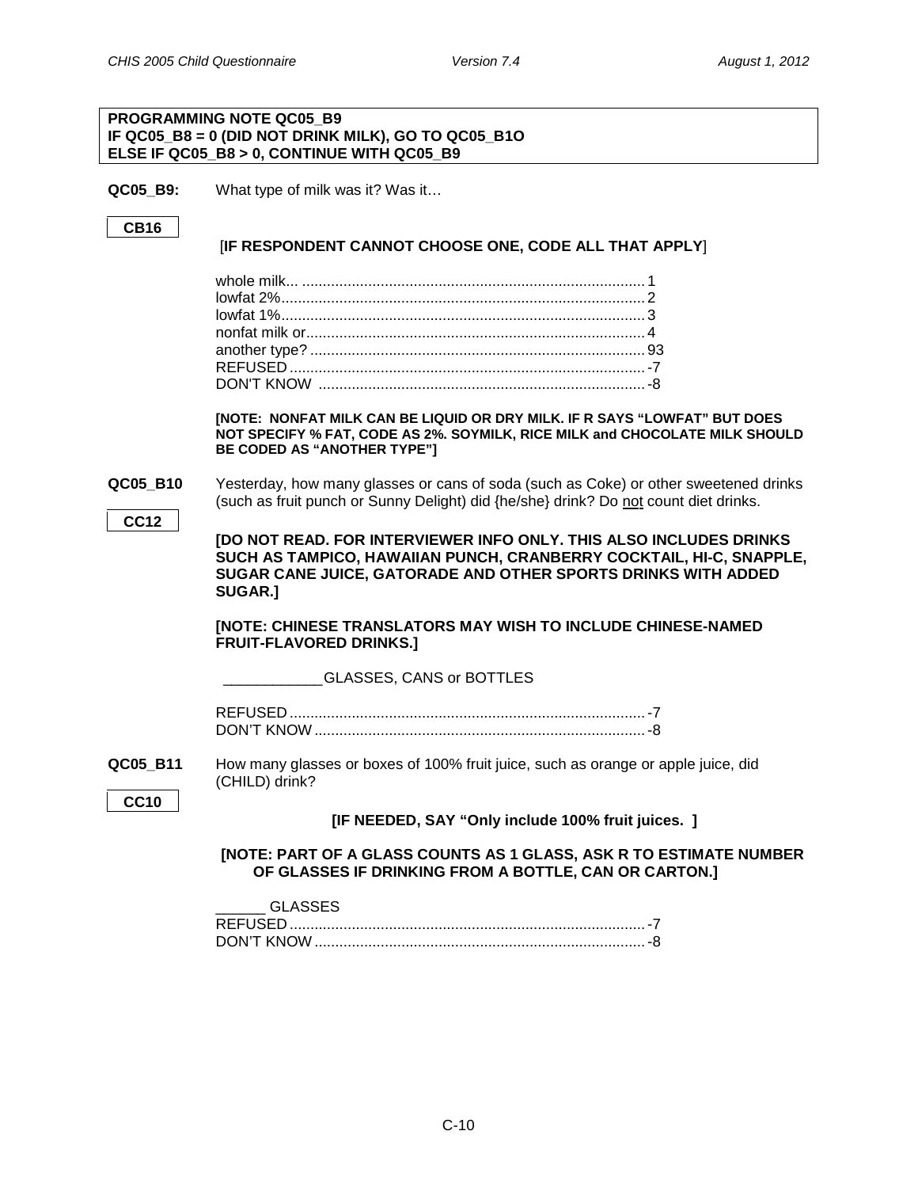**PROGRAMMING NOTE QC05_B9**
**IF QC05_B8 = 0 (DID NOT DRINK MILK), GO TO QC05_B1O**
**ELSE IF QC05_B8 > 0, CONTINUE WITH QC05_B9**

**QC05_B9:** What type of milk was it? Was it…

**CB16**

[**IF RESPONDENT CANNOT CHOOSE ONE, CODE ALL THAT APPLY**]

whole milk... ........ 1
lowfat 2%........ 2
lowfat 1%........ 3
nonfat milk or........ 4
another type? ........ 93
REFUSED ........ -7
DON'T KNOW ........ -8

**[NOTE: NONFAT MILK CAN BE LIQUID OR DRY MILK. IF R SAYS "LOWFAT" BUT DOES NOT SPECIFY % FAT, CODE AS 2%. SOYMILK, RICE MILK and CHOCOLATE MILK SHOULD BE CODED AS "ANOTHER TYPE"]**

**QC05_B10** Yesterday, how many glasses or cans of soda (such as Coke) or other sweetened drinks (such as fruit punch or Sunny Delight) did {he/she} drink? Do not count diet drinks.

**CC12**

**[DO NOT READ. FOR INTERVIEWER INFO ONLY. THIS ALSO INCLUDES DRINKS SUCH AS TAMPICO, HAWAIIAN PUNCH, CRANBERRY COCKTAIL, HI-C, SNAPPLE, SUGAR CANE JUICE, GATORADE AND OTHER SPORTS DRINKS WITH ADDED SUGAR.]**

**[NOTE: CHINESE TRANSLATORS MAY WISH TO INCLUDE CHINESE-NAMED FRUIT-FLAVORED DRINKS.]**

____________GLASSES, CANS or BOTTLES

REFUSED ........ -7
DON'T KNOW ........ -8

**QC05_B11** How many glasses or boxes of 100% fruit juice, such as orange or apple juice, did (CHILD) drink?

**CC10**

**[IF NEEDED, SAY "Only include 100% fruit juices. ]**

**[NOTE: PART OF A GLASS COUNTS AS 1 GLASS, ASK R TO ESTIMATE NUMBER OF GLASSES IF DRINKING FROM A BOTTLE, CAN OR CARTON.]**

______ GLASSES
REFUSED ........ -7
DON'T KNOW ........ -8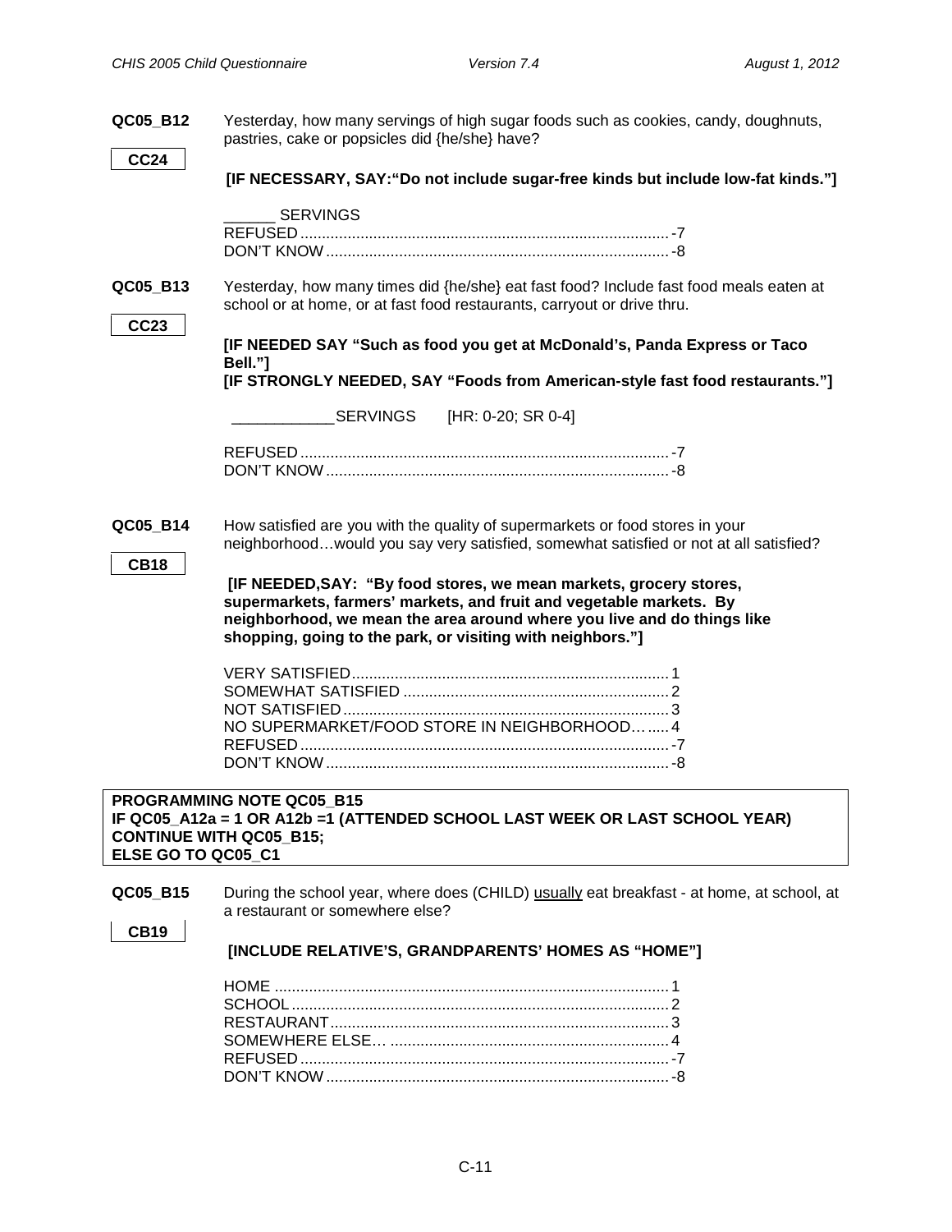**QC05_B12** Yesterday, how many servings of high sugar foods such as cookies, candy, doughnuts, pastries, cake or popsicles did {he/she} have?

**CC24**

**[IF NECESSARY, SAY:"Do not include sugar-free kinds but include low-fat kinds."]**

______ SERVINGS
REFUSED ........................................................................ -7
DON'T KNOW .................................................................. -8

**QC05_B13** Yesterday, how many times did {he/she} eat fast food? Include fast food meals eaten at school or at home, or at fast food restaurants, carryout or drive thru.

**CC23**

**[IF NEEDED SAY "Such as food you get at McDonald's, Panda Express or Taco Bell."]**
**[IF STRONGLY NEEDED, SAY "Foods from American-style fast food restaurants."]**

____________SERVINGS [HR: 0-20; SR 0-4]

REFUSED ........................................................................ -7
DON'T KNOW .................................................................. -8

**QC05_B14** How satisfied are you with the quality of supermarkets or food stores in your neighborhood…would you say very satisfied, somewhat satisfied or not at all satisfied?

**CB18**

**[IF NEEDED,SAY: "By food stores, we mean markets, grocery stores, supermarkets, farmers' markets, and fruit and vegetable markets. By neighborhood, we mean the area around where you live and do things like shopping, going to the park, or visiting with neighbors."]**

VERY SATISFIED ........................................................... 1
SOMEWHAT SATISFIED ............................................... 2
NOT SATISFIED ............................................................. 3
NO SUPERMARKET/FOOD STORE IN NEIGHBORHOOD…..... 4
REFUSED ........................................................................ -7
DON'T KNOW .................................................................. -8

**PROGRAMMING NOTE QC05_B15**
**IF QC05_A12a = 1 OR A12b =1 (ATTENDED SCHOOL LAST WEEK OR LAST SCHOOL YEAR) CONTINUE WITH QC05_B15;**
**ELSE GO TO QC05_C1**

**QC05_B15** During the school year, where does (CHILD) usually eat breakfast - at home, at school, at a restaurant or somewhere else?

**CB19**

**[INCLUDE RELATIVE'S, GRANDPARENTS' HOMES AS "HOME"]**

HOME ............................................................................. 1
SCHOOL ......................................................................... 2
RESTAURANT ................................................................ 3
SOMEWHERE ELSE… .................................................. 4
REFUSED ........................................................................ -7
DON'T KNOW .................................................................. -8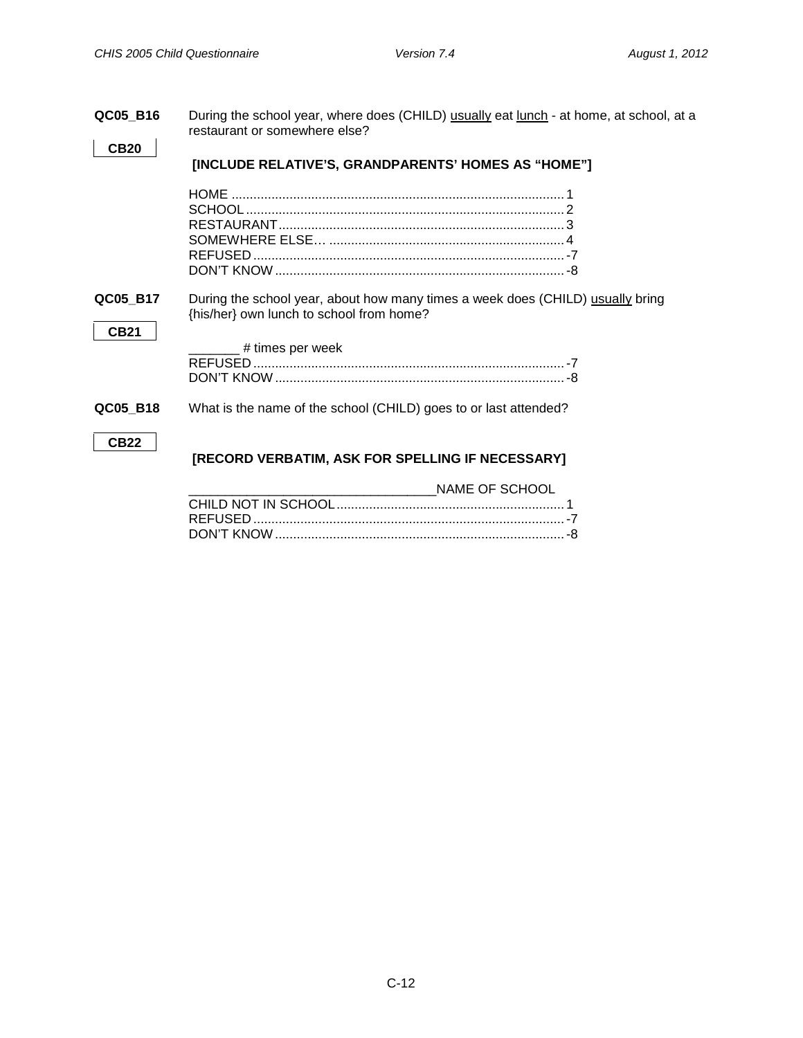**QC05_B16** During the school year, where does (CHILD) usually eat lunch - at home, at school, at a restaurant or somewhere else?

**CB20**

**[INCLUDE RELATIVE'S, GRANDPARENTS' HOMES AS "HOME"]**

HOME ........................................................................................ 1
SCHOOL ..................................................................................... 2
RESTAURANT ............................................................................. 3
SOMEWHERE ELSE… ................................................................ 4
REFUSED .................................................................................... -7
DON'T KNOW .............................................................................. -8

**QC05_B17** During the school year, about how many times a week does (CHILD) usually bring {his/her} own lunch to school from home?

**CB21**

_______ # times per week
REFUSED .................................................................................... -7
DON'T KNOW .............................................................................. -8

**QC05_B18** What is the name of the school (CHILD) goes to or last attended?

**CB22**

**[RECORD VERBATIM, ASK FOR SPELLING IF NECESSARY]**

__________________________________NAME OF SCHOOL
CHILD NOT IN SCHOOL .............................................................. 1
REFUSED .................................................................................... -7
DON'T KNOW .............................................................................. -8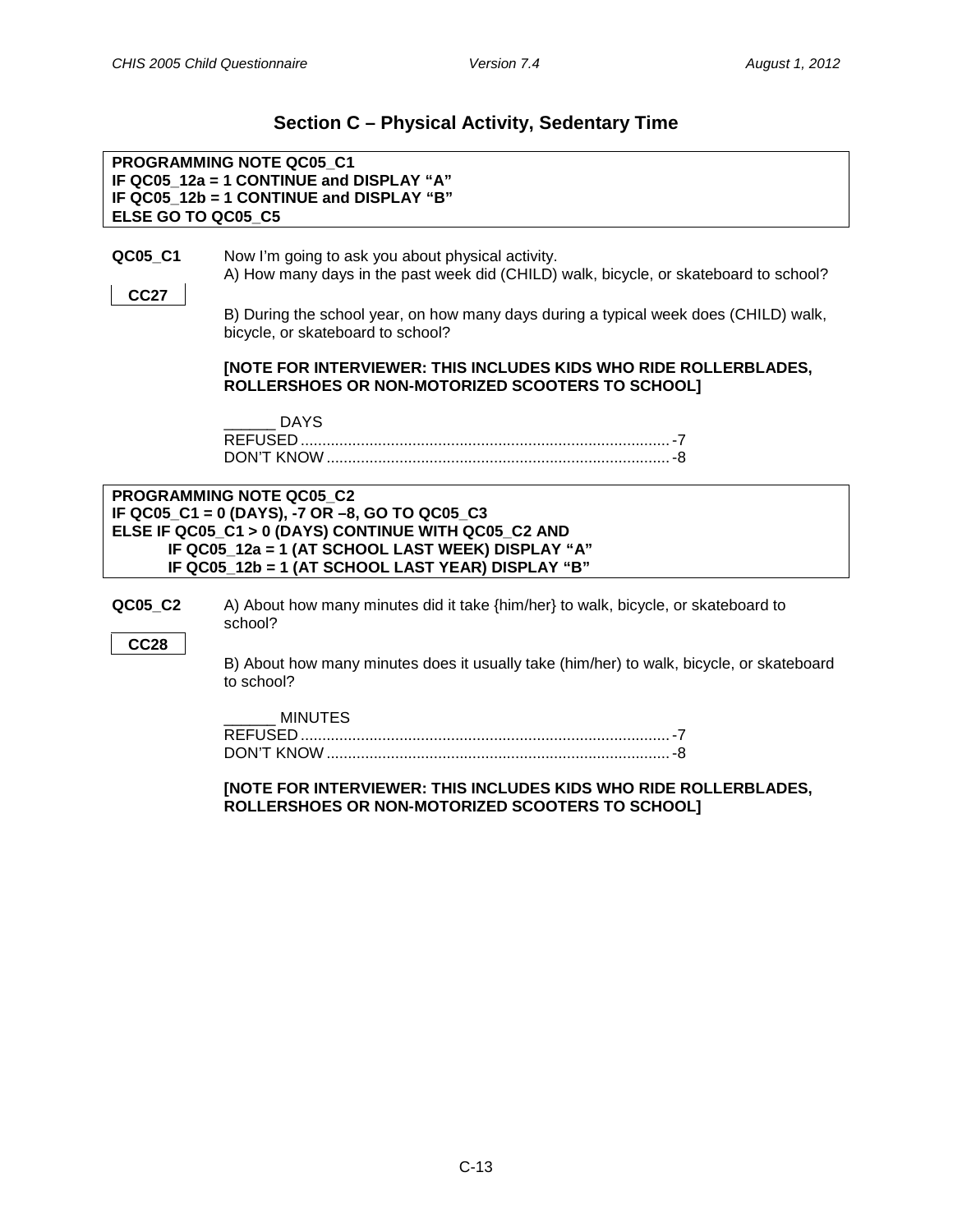## Section C – Physical Activity, Sedentary Time

**PROGRAMMING NOTE QC05_C1**
**IF QC05_12a = 1 CONTINUE and DISPLAY "A"**
**IF QC05_12b = 1 CONTINUE and DISPLAY "B"**
**ELSE GO TO QC05_C5**

**QC05_C1** Now I'm going to ask you about physical activity.
A) How many days in the past week did (CHILD) walk, bicycle, or skateboard to school?

**CC27**

B) During the school year, on how many days during a typical week does (CHILD) walk, bicycle, or skateboard to school?

**[NOTE FOR INTERVIEWER: THIS INCLUDES KIDS WHO RIDE ROLLERBLADES, ROLLERSHOES OR NON-MOTORIZED SCOOTERS TO SCHOOL]**

______ DAYS
REFUSED .......... -7
DON'T KNOW .......... -8

**PROGRAMMING NOTE QC05_C2**
**IF QC05_C1 = 0 (DAYS), -7 OR –8, GO TO QC05_C3**
**ELSE IF QC05_C1 > 0 (DAYS) CONTINUE WITH QC05_C2 AND**
**IF QC05_12a = 1 (AT SCHOOL LAST WEEK) DISPLAY "A"**
**IF QC05_12b = 1 (AT SCHOOL LAST YEAR) DISPLAY "B"**

**QC05_C2** A) About how many minutes did it take {him/her} to walk, bicycle, or skateboard to school?

**CC28**

B) About how many minutes does it usually take (him/her) to walk, bicycle, or skateboard to school?

______ MINUTES
REFUSED .......... -7
DON'T KNOW .......... -8

**[NOTE FOR INTERVIEWER: THIS INCLUDES KIDS WHO RIDE ROLLERBLADES, ROLLERSHOES OR NON-MOTORIZED SCOOTERS TO SCHOOL]**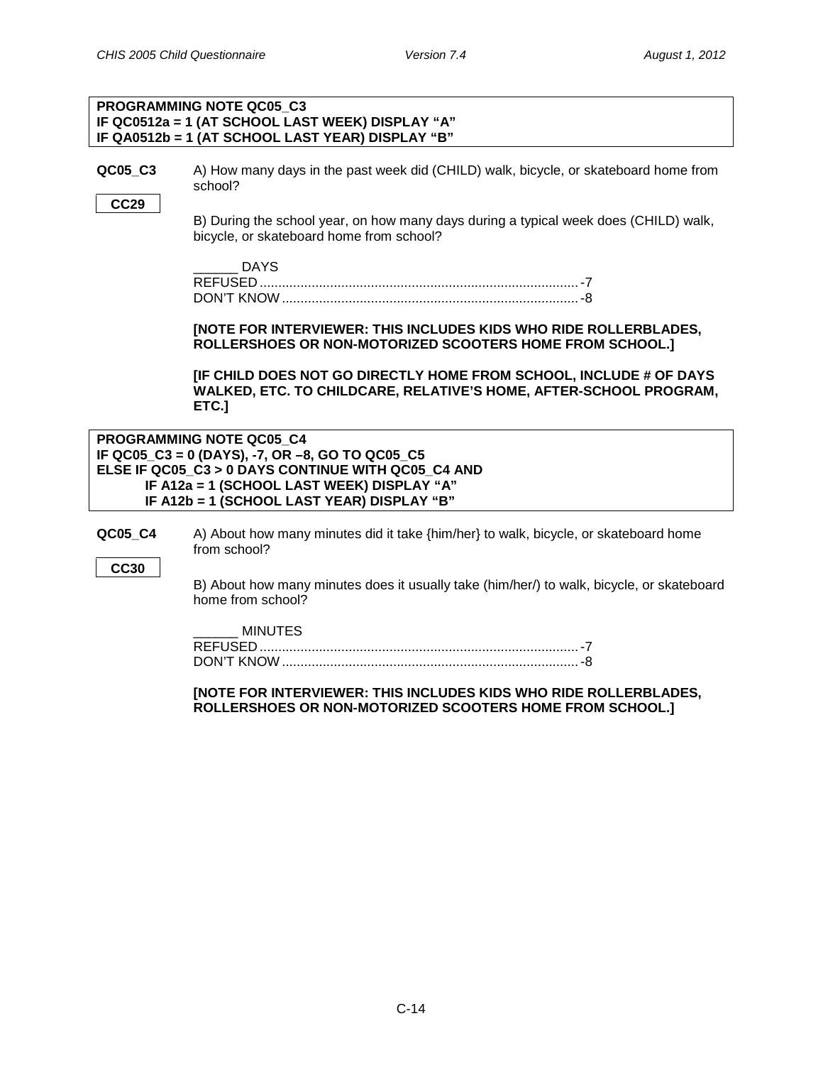**PROGRAMMING NOTE QC05_C3**
**IF QC0512a = 1 (AT SCHOOL LAST WEEK) DISPLAY "A"**
**IF QA0512b = 1 (AT SCHOOL LAST YEAR) DISPLAY "B"**

**QC05_C3**

**CC29**

A) How many days in the past week did (CHILD) walk, bicycle, or skateboard home from school?

B) During the school year, on how many days during a typical week does (CHILD) walk, bicycle, or skateboard home from school?

______ DAYS
REFUSED ...................................................................................... -7
DON'T KNOW ................................................................................ -8

**[NOTE FOR INTERVIEWER: THIS INCLUDES KIDS WHO RIDE ROLLERBLADES, ROLLERSHOES OR NON-MOTORIZED SCOOTERS HOME FROM SCHOOL.]**

**[IF CHILD DOES NOT GO DIRECTLY HOME FROM SCHOOL, INCLUDE # OF DAYS WALKED, ETC. TO CHILDCARE, RELATIVE'S HOME, AFTER-SCHOOL PROGRAM, ETC.]**

**PROGRAMMING NOTE QC05_C4**
**IF QC05_C3 = 0 (DAYS), -7, OR –8, GO TO QC05_C5**
**ELSE IF QC05_C3 > 0 DAYS CONTINUE WITH QC05_C4 AND**
**IF A12a = 1 (SCHOOL LAST WEEK) DISPLAY "A"**
**IF A12b = 1 (SCHOOL LAST YEAR) DISPLAY "B"**

**QC05_C4**

**CC30**

A) About how many minutes did it take {him/her} to walk, bicycle, or skateboard home from school?

B) About how many minutes does it usually take (him/her/) to walk, bicycle, or skateboard home from school?

______ MINUTES
REFUSED ...................................................................................... -7
DON'T KNOW ................................................................................ -8

**[NOTE FOR INTERVIEWER: THIS INCLUDES KIDS WHO RIDE ROLLERBLADES, ROLLERSHOES OR NON-MOTORIZED SCOOTERS HOME FROM SCHOOL.]**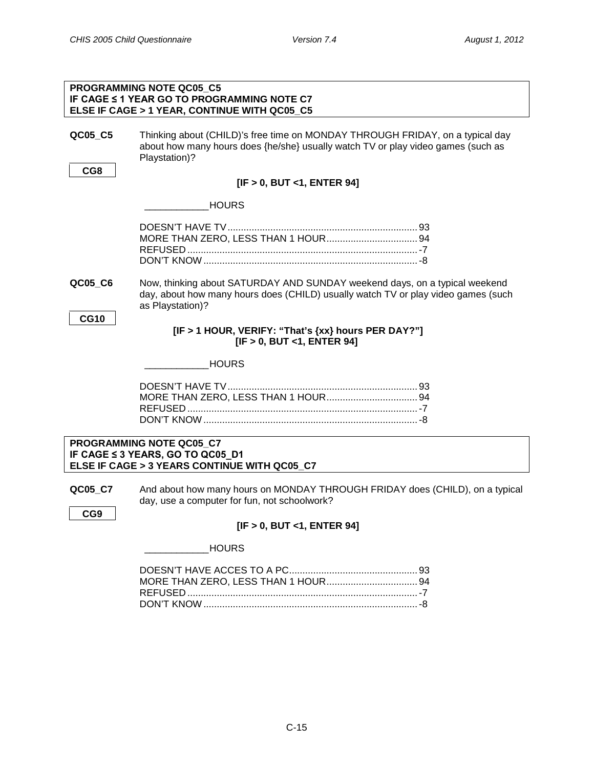**PROGRAMMING NOTE QC05_C5**
**IF CAGE ≤ 1 YEAR GO TO PROGRAMMING NOTE C7**
**ELSE IF CAGE > 1 YEAR, CONTINUE WITH QC05_C5**

**QC05_C5** Thinking about (CHILD)'s free time on MONDAY THROUGH FRIDAY, on a typical day about how many hours does {he/she} usually watch TV or play video games (such as Playstation)?

**CG8**

**[IF > 0, BUT <1, ENTER 94]**

____________HOURS

DOESN'T HAVE TV........................................................................ 93
MORE THAN ZERO, LESS THAN 1 HOUR.................................. 94
REFUSED....................................................................................... -7
DON'T KNOW.................................................................................. -8

**QC05_C6** Now, thinking about SATURDAY AND SUNDAY weekend days, on a typical weekend day, about how many hours does (CHILD) usually watch TV or play video games (such as Playstation)?

**CG10**

**[IF > 1 HOUR, VERIFY: "That's {xx} hours PER DAY?"]**
**[IF > 0, BUT <1, ENTER 94]**

____________HOURS

DOESN'T HAVE TV........................................................................ 93
MORE THAN ZERO, LESS THAN 1 HOUR.................................. 94
REFUSED....................................................................................... -7
DON'T KNOW.................................................................................. -8

**PROGRAMMING NOTE QC05_C7**
**IF CAGE ≤ 3 YEARS, GO TO QC05_D1**
**ELSE IF CAGE > 3 YEARS CONTINUE WITH QC05_C7**

**QC05_C7** And about how many hours on MONDAY THROUGH FRIDAY does (CHILD), on a typical day, use a computer for fun, not schoolwork?

**CG9**

**[IF > 0, BUT <1, ENTER 94]**

____________HOURS

DOESN'T HAVE ACCES TO A PC................................................ 93
MORE THAN ZERO, LESS THAN 1 HOUR.................................. 94
REFUSED....................................................................................... -7
DON'T KNOW.................................................................................. -8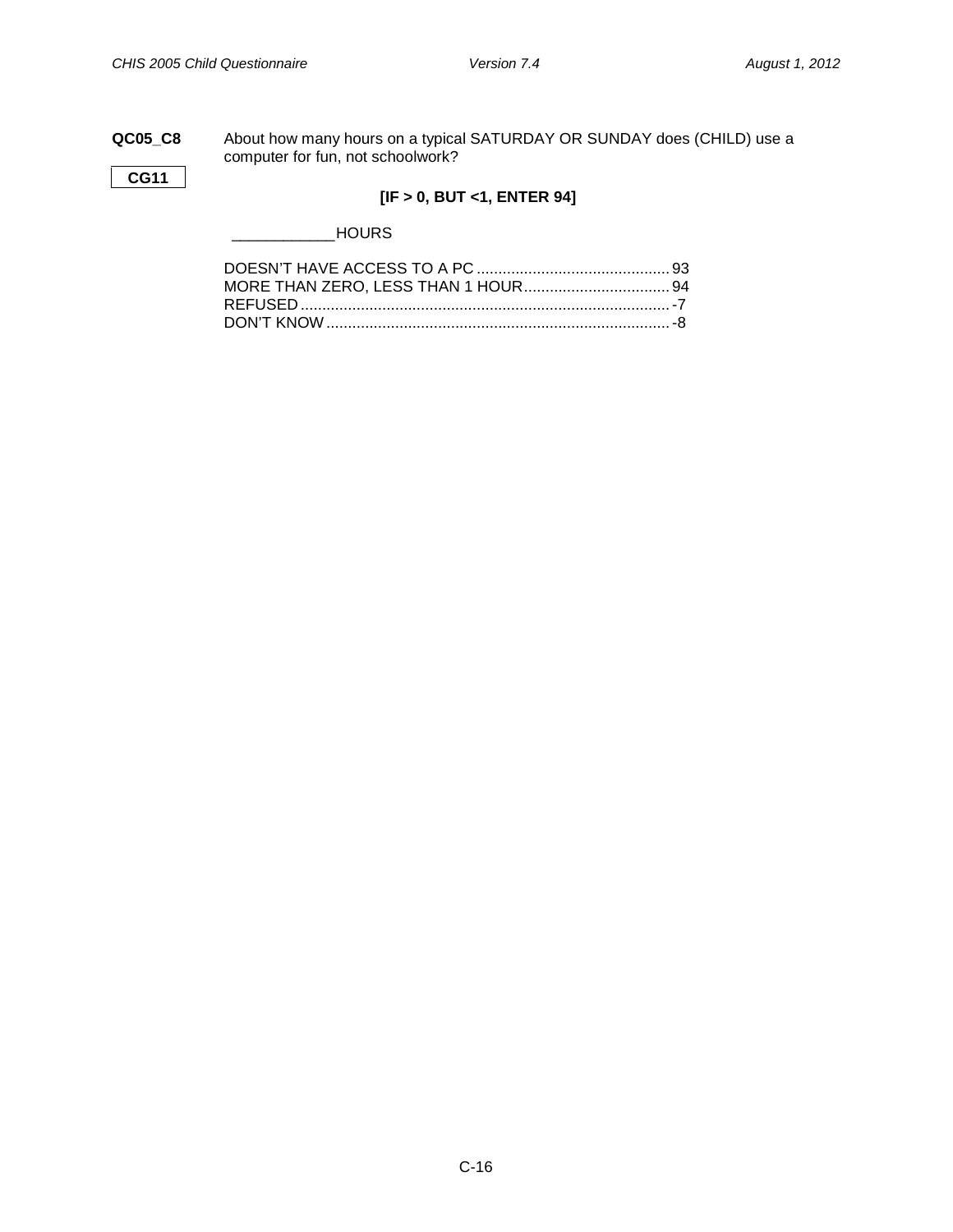**QC05_C8** About how many hours on a typical SATURDAY OR SUNDAY does (CHILD) use a computer for fun, not schoolwork?

**CG11**

**[IF > 0, BUT <1, ENTER 94]**

____________HOURS

DOESN'T HAVE ACCESS TO A PC ............................................ 93
MORE THAN ZERO, LESS THAN 1 HOUR.................................. 94
REFUSED ...................................................................................... -7
DON'T KNOW ................................................................................ -8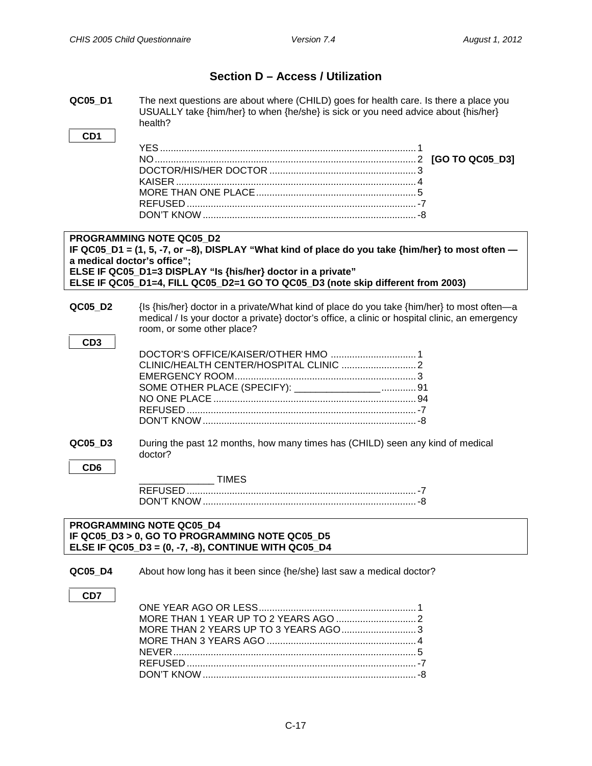## Section D – Access / Utilization

**QC05_D1** The next questions are about where (CHILD) goes for health care. Is there a place you USUALLY take {him/her} to when {he/she} is sick or you need advice about {his/her} health?

CD1

- YES ....... 1
- NO ....... 2 **[GO TO QC05_D3]**
- DOCTOR/HIS/HER DOCTOR ....... 3
- KAISER ....... 4
- MORE THAN ONE PLACE ....... 5
- REFUSED ....... -7
- DON'T KNOW ....... -8

**PROGRAMMING NOTE QC05_D2**
**IF QC05_D1 = (1, 5, -7, or –8), DISPLAY "What kind of place do you take {him/her} to most often — a medical doctor's office";**
**ELSE IF QC05_D1=3 DISPLAY "Is {his/her} doctor in a private"**
**ELSE IF QC05_D1=4, FILL QC05_D2=1 GO TO QC05_D3 (note skip different from 2003)**

**QC05_D2** {Is {his/her} doctor in a private/What kind of place do you take {him/her} to most often—a medical / Is your doctor a private} doctor's office, a clinic or hospital clinic, an emergency room, or some other place?

CD3

- DOCTOR'S OFFICE/KAISER/OTHER HMO ....... 1
- CLINIC/HEALTH CENTER/HOSPITAL CLINIC ....... 2
- EMERGENCY ROOM ....... 3
- SOME OTHER PLACE (SPECIFY): ________________ ....... 91
- NO ONE PLACE ....... 94
- REFUSED ....... -7
- DON'T KNOW ....... -8

**QC05_D3** During the past 12 months, how many times has (CHILD) seen any kind of medical doctor?

CD6

______________ TIMES

- REFUSED ....... -7
- DON'T KNOW ....... -8

**PROGRAMMING NOTE QC05_D4**
**IF QC05_D3 > 0, GO TO PROGRAMMING NOTE QC05_D5**
**ELSE IF QC05_D3 = (0, -7, -8), CONTINUE WITH QC05_D4**

**QC05_D4** About how long has it been since {he/she} last saw a medical doctor?

CD7

- ONE YEAR AGO OR LESS ....... 1
- MORE THAN 1 YEAR UP TO 2 YEARS AGO ....... 2
- MORE THAN 2 YEARS UP TO 3 YEARS AGO ....... 3
- MORE THAN 3 YEARS AGO ....... 4
- NEVER ....... 5
- REFUSED ....... -7
- DON'T KNOW ....... -8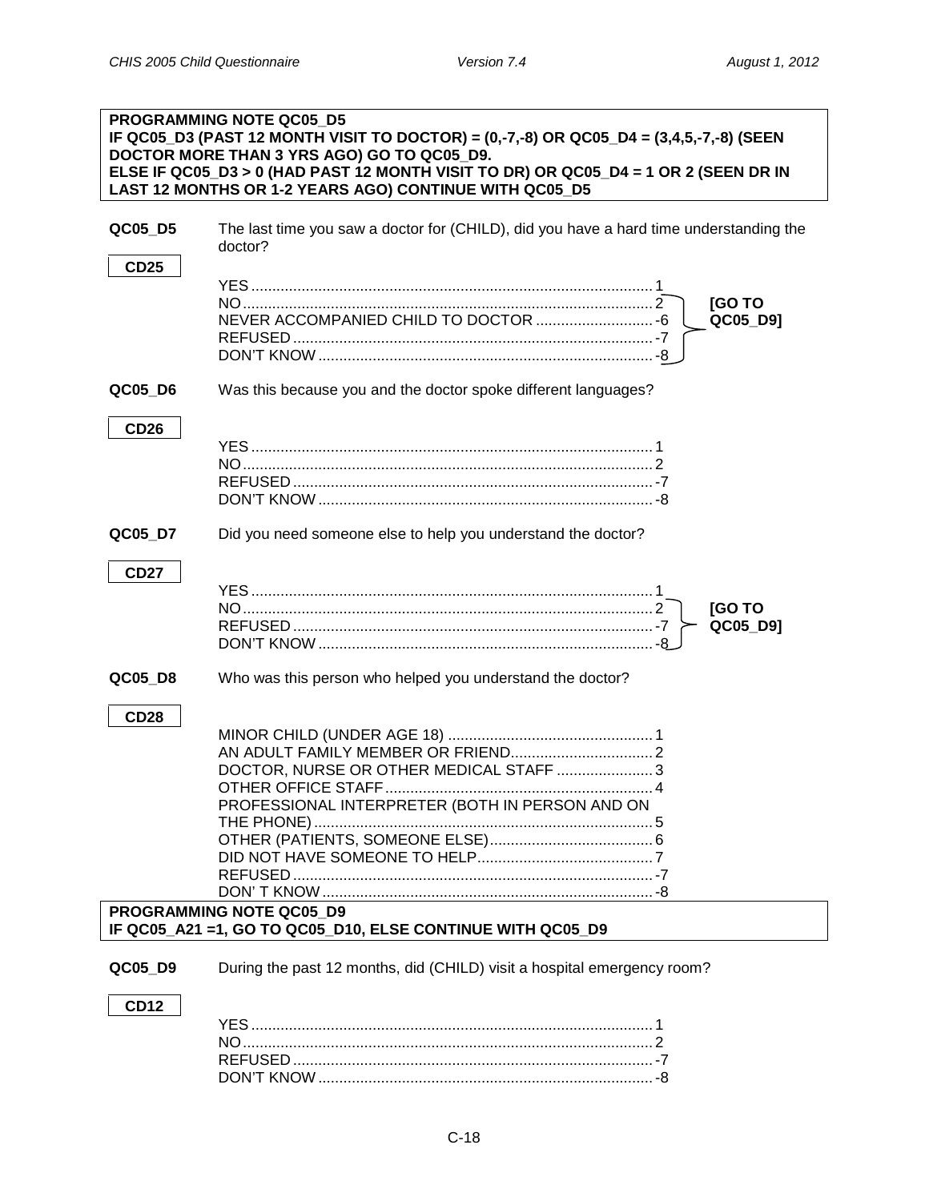**PROGRAMMING NOTE QC05_D5**
**IF QC05_D3 (PAST 12 MONTH VISIT TO DOCTOR) = (0,-7,-8) OR QC05_D4 = (3,4,5,-7,-8) (SEEN DOCTOR MORE THAN 3 YRS AGO) GO TO QC05_D9.**
**ELSE IF QC05_D3 > 0 (HAD PAST 12 MONTH VISIT TO DR) OR QC05_D4 = 1 OR 2 (SEEN DR IN LAST 12 MONTHS OR 1-2 YEARS AGO) CONTINUE WITH QC05_D5**

**QC05_D5** The last time you saw a doctor for (CHILD), did you have a hard time understanding the doctor?

**CD25**

YES ........................................ 1
NO ........................................ 2 **[GO TO QC05_D9]**
NEVER ACCOMPANIED CHILD TO DOCTOR ........ -6 **[GO TO QC05_D9]**
REFUSED ........................................ -7 **[GO TO QC05_D9]**
DON'T KNOW ........................................ -8 **[GO TO QC05_D9]**

**QC05_D6** Was this because you and the doctor spoke different languages?

**CD26**

YES ........................................ 1
NO ........................................ 2
REFUSED ........................................ -7
DON'T KNOW ........................................ -8

**QC05_D7** Did you need someone else to help you understand the doctor?

**CD27**

YES ........................................ 1
NO ........................................ 2 **[GO TO QC05_D9]**
REFUSED ........................................ -7 **[GO TO QC05_D9]**
DON'T KNOW ........................................ -8 **[GO TO QC05_D9]**

**QC05_D8** Who was this person who helped you understand the doctor?

**CD28**

MINOR CHILD (UNDER AGE 18) ........................................ 1
AN ADULT FAMILY MEMBER OR FRIEND ........................................ 2
DOCTOR, NURSE OR OTHER MEDICAL STAFF ........................................ 3
OTHER OFFICE STAFF ........................................ 4
PROFESSIONAL INTERPRETER (BOTH IN PERSON AND ON THE PHONE) ........................................ 5
OTHER (PATIENTS, SOMEONE ELSE) ........................................ 6
DID NOT HAVE SOMEONE TO HELP ........................................ 7
REFUSED ........................................ -7
DON' T KNOW ........................................ -8

**PROGRAMMING NOTE QC05_D9**
**IF QC05_A21 =1, GO TO QC05_D10, ELSE CONTINUE WITH QC05_D9**

**QC05_D9** During the past 12 months, did (CHILD) visit a hospital emergency room?

**CD12**

YES ........................................ 1
NO ........................................ 2
REFUSED ........................................ -7
DON'T KNOW ........................................ -8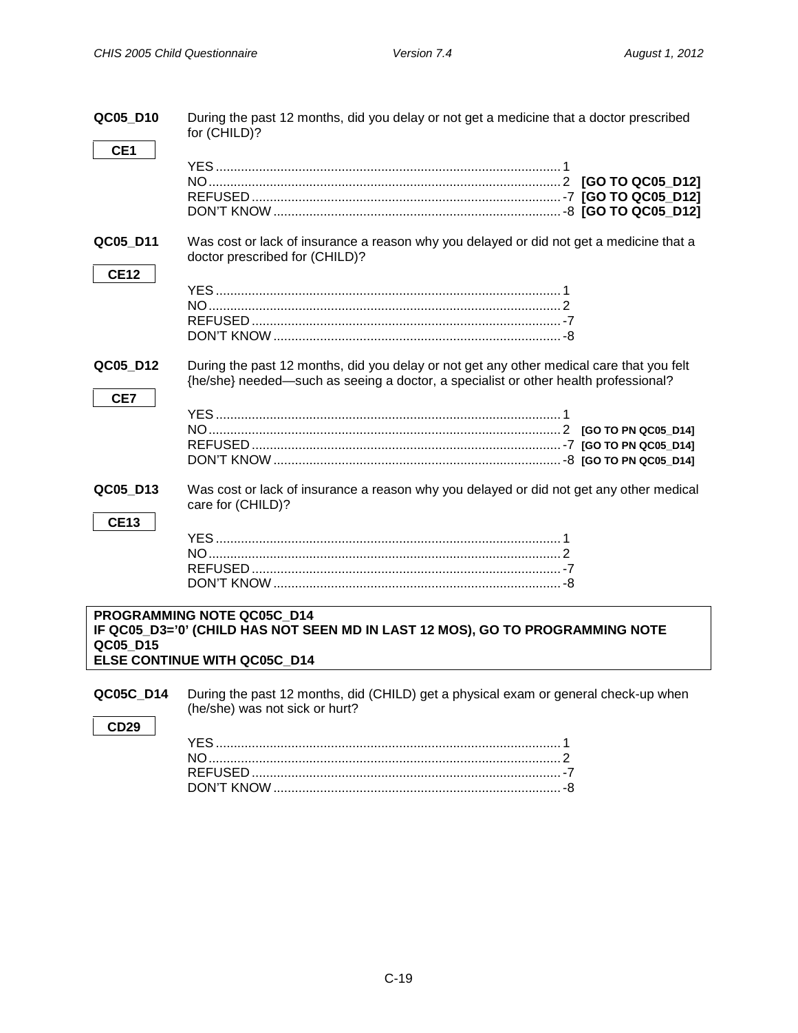**QC05_D10** During the past 12 months, did you delay or not get a medicine that a doctor prescribed for (CHILD)?

**CE1**

| | | |
|---|---|---|
| YES | 1 | |
| NO | 2 | **[GO TO QC05_D12]** |
| REFUSED | -7 | **[GO TO QC05_D12]** |
| DON'T KNOW | -8 | **[GO TO QC05_D12]** |

**QC05_D11** Was cost or lack of insurance a reason why you delayed or did not get a medicine that a doctor prescribed for (CHILD)?

**CE12**

| | |
|---|---|
| YES | 1 |
| NO | 2 |
| REFUSED | -7 |
| DON'T KNOW | -8 |

**QC05_D12** During the past 12 months, did you delay or not get any other medical care that you felt {he/she} needed—such as seeing a doctor, a specialist or other health professional?

**CE7**

| | | |
|---|---|---|
| YES | 1 | |
| NO | 2 | **[GO TO PN QC05_D14]** |
| REFUSED | -7 | **[GO TO PN QC05_D14]** |
| DON'T KNOW | -8 | **[GO TO PN QC05_D14]** |

**QC05_D13** Was cost or lack of insurance a reason why you delayed or did not get any other medical care for (CHILD)?

**CE13**

| | |
|---|---|
| YES | 1 |
| NO | 2 |
| REFUSED | -7 |
| DON'T KNOW | -8 |

**PROGRAMMING NOTE QC05C_D14**
**IF QC05_D3='0' (CHILD HAS NOT SEEN MD IN LAST 12 MOS), GO TO PROGRAMMING NOTE QC05_D15**
**ELSE CONTINUE WITH QC05C_D14**

**QC05C_D14** During the past 12 months, did (CHILD) get a physical exam or general check-up when (he/she) was not sick or hurt?

**CD29**

| | |
|---|---|
| YES | 1 |
| NO | 2 |
| REFUSED | -7 |
| DON'T KNOW | -8 |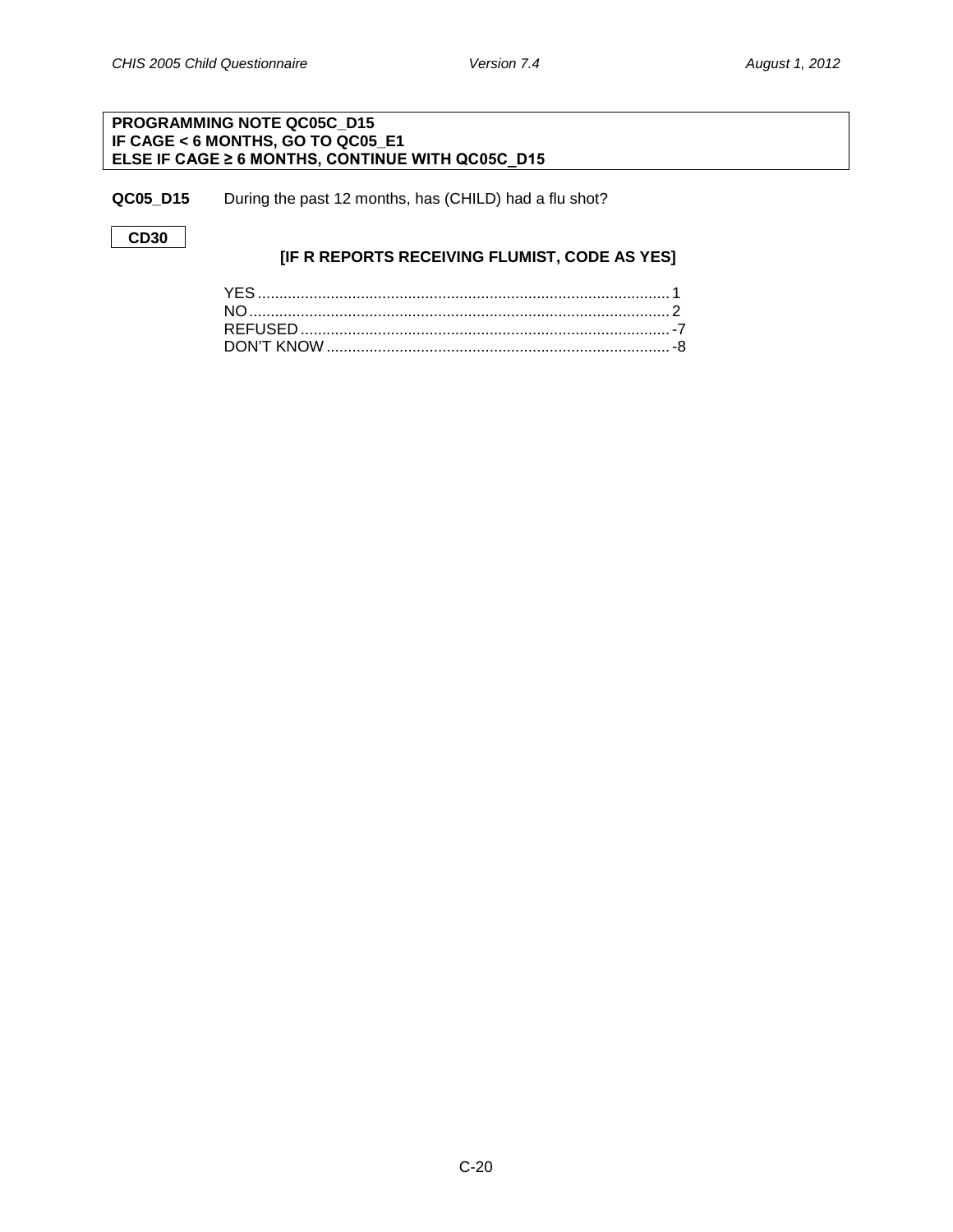**PROGRAMMING NOTE QC05C_D15**
**IF CAGE < 6 MONTHS, GO TO QC05_E1**
**ELSE IF CAGE ≥ 6 MONTHS, CONTINUE WITH QC05C_D15**

**QC05_D15** During the past 12 months, has (CHILD) had a flu shot?

**CD30**

**[IF R REPORTS RECEIVING FLUMIST, CODE AS YES]**

YES ........................................................................................ 1
NO .......................................................................................... 2
REFUSED ................................................................................ -7
DON'T KNOW .......................................................................... -8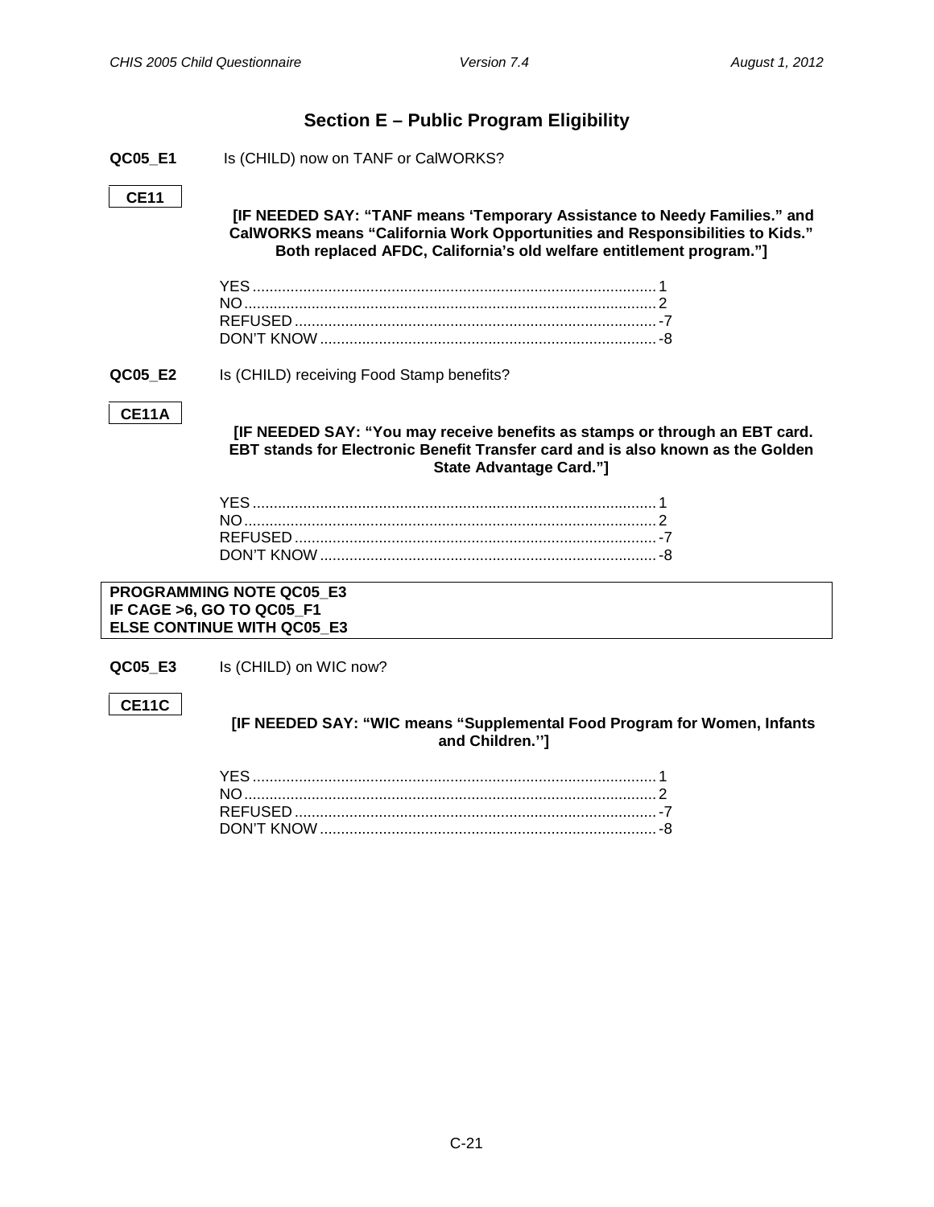## Section E – Public Program Eligibility

**QC05_E1** Is (CHILD) now on TANF or CalWORKS?

**CE11**

**[IF NEEDED SAY: "TANF means 'Temporary Assistance to Needy Families." and CalWORKS means "California Work Opportunities and Responsibilities to Kids." Both replaced AFDC, California's old welfare entitlement program."]**

YES ........................................................ 1
NO ........................................................ 2
REFUSED ........................................................ -7
DON'T KNOW ........................................................ -8

**QC05_E2** Is (CHILD) receiving Food Stamp benefits?

**CE11A**

**[IF NEEDED SAY: "You may receive benefits as stamps or through an EBT card. EBT stands for Electronic Benefit Transfer card and is also known as the Golden State Advantage Card."]**

YES ........................................................ 1
NO ........................................................ 2
REFUSED ........................................................ -7
DON'T KNOW ........................................................ -8

**PROGRAMMING NOTE QC05_E3**
**IF CAGE >6, GO TO QC05_F1**
**ELSE CONTINUE WITH QC05_E3**

**QC05_E3** Is (CHILD) on WIC now?

**CE11C**

**[IF NEEDED SAY: "WIC means "Supplemental Food Program for Women, Infants and Children.'']**

YES ........................................................ 1
NO ........................................................ 2
REFUSED ........................................................ -7
DON'T KNOW ........................................................ -8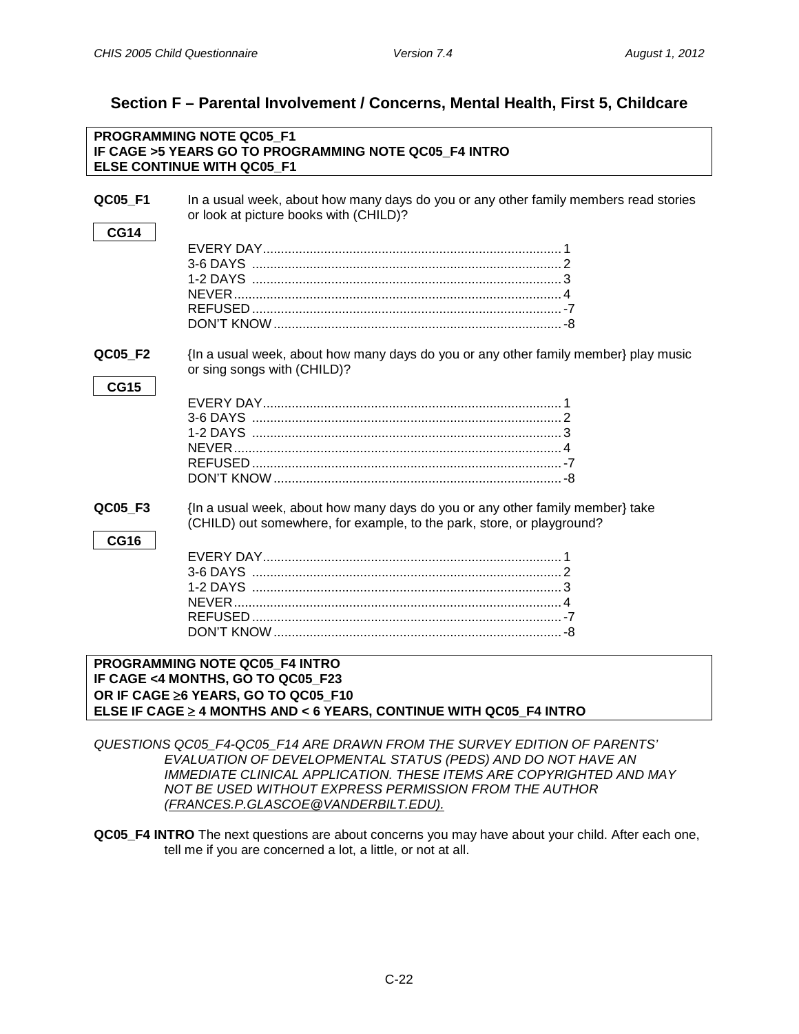## Section F – Parental Involvement / Concerns, Mental Health, First 5, Childcare

**PROGRAMMING NOTE QC05_F1**
**IF CAGE >5 YEARS GO TO PROGRAMMING NOTE QC05_F4 INTRO**
**ELSE CONTINUE WITH QC05_F1**

**QC05_F1** In a usual week, about how many days do you or any other family members read stories or look at picture books with (CHILD)?

**CG14**

EVERY DAY.......................................................................1
3-6 DAYS .......................................................................2
1-2 DAYS .......................................................................3
NEVER.......................................................................4
REFUSED.......................................................................-7
DON'T KNOW.......................................................................-8

**QC05_F2** {In a usual week, about how many days do you or any other family member} play music or sing songs with (CHILD)?

**CG15**

EVERY DAY.......................................................................1
3-6 DAYS .......................................................................2
1-2 DAYS .......................................................................3
NEVER.......................................................................4
REFUSED.......................................................................-7
DON'T KNOW.......................................................................-8

**QC05_F3** {In a usual week, about how many days do you or any other family member} take (CHILD) out somewhere, for example, to the park, store, or playground?

**CG16**

EVERY DAY.......................................................................1
3-6 DAYS .......................................................................2
1-2 DAYS .......................................................................3
NEVER.......................................................................4
REFUSED.......................................................................-7
DON'T KNOW.......................................................................-8

**PROGRAMMING NOTE QC05_F4 INTRO**
**IF CAGE <4 MONTHS, GO TO QC05_F23**
**OR IF CAGE ≥6 YEARS, GO TO QC05_F10**
**ELSE IF CAGE ≥ 4 MONTHS AND < 6 YEARS, CONTINUE WITH QC05_F4 INTRO**

*QUESTIONS QC05_F4-QC05_F14 ARE DRAWN FROM THE SURVEY EDITION OF PARENTS' EVALUATION OF DEVELOPMENTAL STATUS (PEDS) AND DO NOT HAVE AN IMMEDIATE CLINICAL APPLICATION. THESE ITEMS ARE COPYRIGHTED AND MAY NOT BE USED WITHOUT EXPRESS PERMISSION FROM THE AUTHOR (FRANCES.P.GLASCOE@VANDERBILT.EDU).*

**QC05_F4 INTRO** The next questions are about concerns you may have about your child. After each one, tell me if you are concerned a lot, a little, or not at all.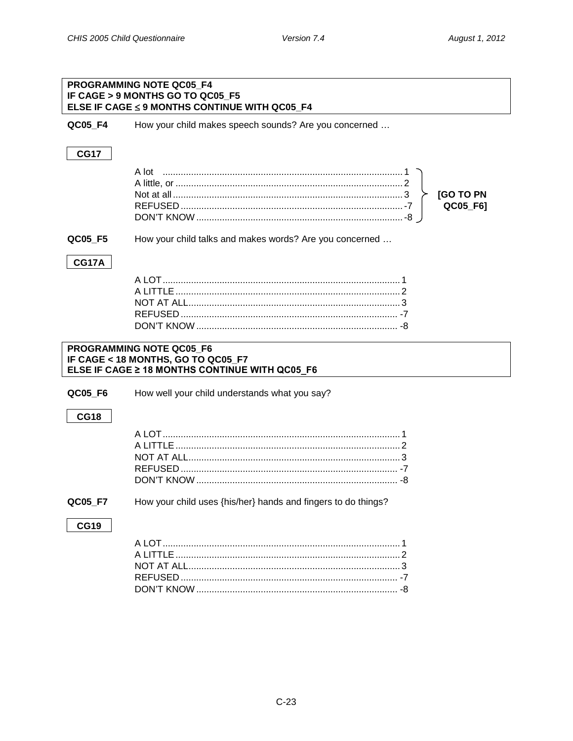**PROGRAMMING NOTE QC05_F4**
**IF CAGE > 9 MONTHS GO TO QC05_F5**
**ELSE IF CAGE ≤ 9 MONTHS CONTINUE WITH QC05_F4**

**QC05_F4** How your child makes speech sounds? Are you concerned …

**CG17**

| | | |
|---|---|---|
| A lot | 1 | **[GO TO PN QC05_F6]** |
| A little, or | 2 | |
| Not at all | 3 | |
| REFUSED | -7 | |
| DON'T KNOW | -8 | |

**QC05_F5** How your child talks and makes words? Are you concerned …

**CG17A**

| | |
|---|---|
| A LOT | 1 |
| A LITTLE | 2 |
| NOT AT ALL | 3 |
| REFUSED | -7 |
| DON'T KNOW | -8 |

**PROGRAMMING NOTE QC05_F6**
**IF CAGE < 18 MONTHS, GO TO QC05_F7**
**ELSE IF CAGE ≥ 18 MONTHS CONTINUE WITH QC05_F6**

**QC05_F6** How well your child understands what you say?

**CG18**

| | |
|---|---|
| A LOT | 1 |
| A LITTLE | 2 |
| NOT AT ALL | 3 |
| REFUSED | -7 |
| DON'T KNOW | -8 |

**QC05_F7** How your child uses {his/her} hands and fingers to do things?

**CG19**

| | |
|---|---|
| A LOT | 1 |
| A LITTLE | 2 |
| NOT AT ALL | 3 |
| REFUSED | -7 |
| DON'T KNOW | -8 |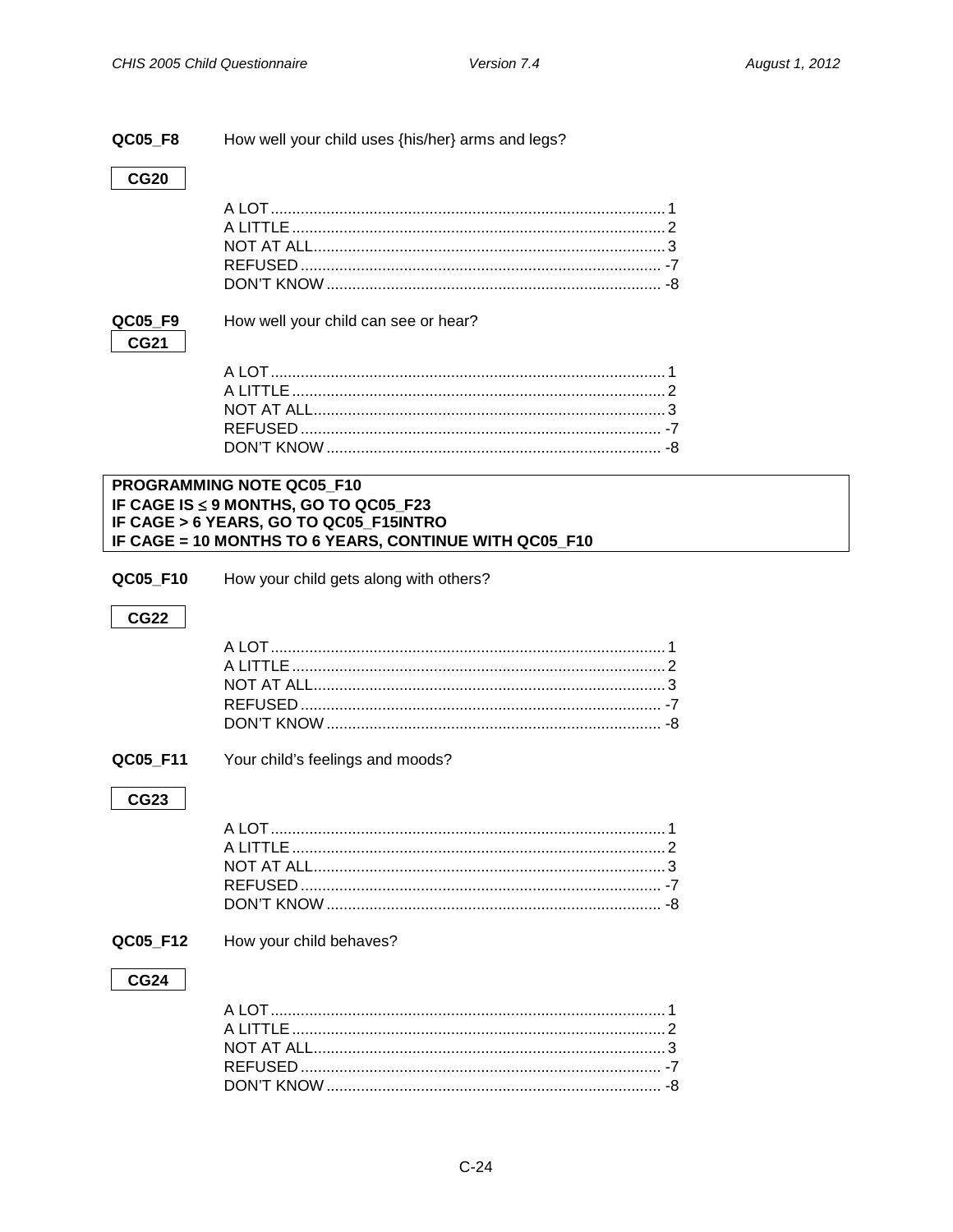**QC05_F8** How well your child uses {his/her} arms and legs?

**CG20**

A LOT.......................................................1
A LITTLE....................................................2
NOT AT ALL...............................................3
REFUSED...................................................-7
DON'T KNOW.............................................-8

**QC05_F9** How well your child can see or hear?

**CG21**

A LOT.......................................................1
A LITTLE....................................................2
NOT AT ALL...............................................3
REFUSED...................................................-7
DON'T KNOW.............................................-8

**PROGRAMMING NOTE QC05_F10**
**IF CAGE IS ≤ 9 MONTHS, GO TO QC05_F23**
**IF CAGE > 6 YEARS, GO TO QC05_F15INTRO**
**IF CAGE = 10 MONTHS TO 6 YEARS, CONTINUE WITH QC05_F10**

**QC05_F10** How your child gets along with others?

**CG22**

A LOT.......................................................1
A LITTLE....................................................2
NOT AT ALL...............................................3
REFUSED...................................................-7
DON'T KNOW.............................................-8

**QC05_F11** Your child's feelings and moods?

**CG23**

A LOT.......................................................1
A LITTLE....................................................2
NOT AT ALL...............................................3
REFUSED...................................................-7
DON'T KNOW.............................................-8

**QC05_F12** How your child behaves?

**CG24**

A LOT.......................................................1
A LITTLE....................................................2
NOT AT ALL...............................................3
REFUSED...................................................-7
DON'T KNOW.............................................-8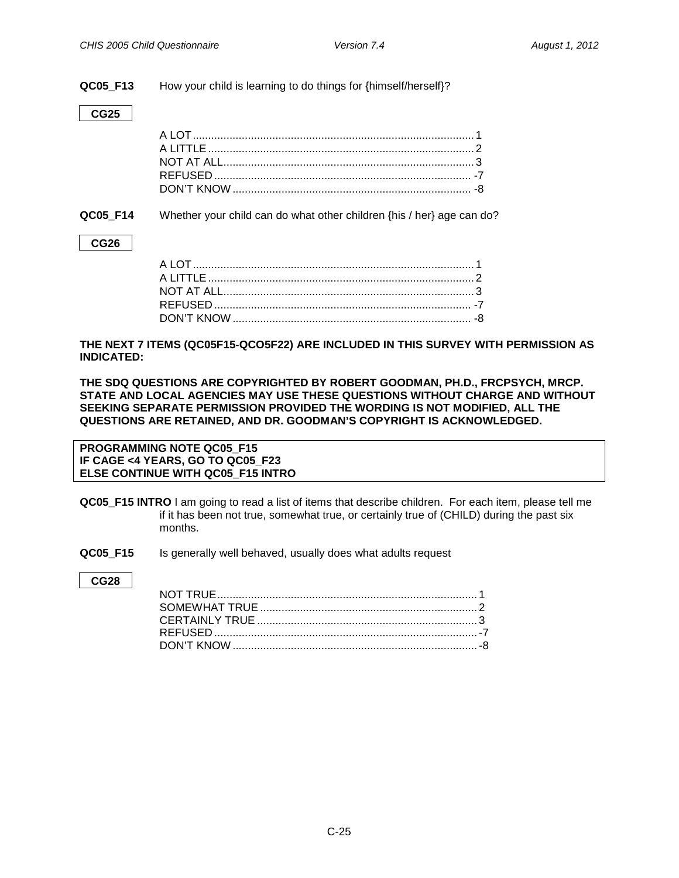**QC05_F13** How your child is learning to do things for {himself/herself}?

**CG25**

A LOT....................................................................................1
A LITTLE...............................................................................2
NOT AT ALL..........................................................................3
REFUSED.............................................................................-7
DON'T KNOW.......................................................................-8

**QC05_F14** Whether your child can do what other children {his / her} age can do?

**CG26**

A LOT....................................................................................1
A LITTLE...............................................................................2
NOT AT ALL..........................................................................3
REFUSED.............................................................................-7
DON'T KNOW.......................................................................-8

**THE NEXT 7 ITEMS (QC05F15-QCO5F22) ARE INCLUDED IN THIS SURVEY WITH PERMISSION AS INDICATED:**

**THE SDQ QUESTIONS ARE COPYRIGHTED BY ROBERT GOODMAN, PH.D., FRCPSYCH, MRCP. STATE AND LOCAL AGENCIES MAY USE THESE QUESTIONS WITHOUT CHARGE AND WITHOUT SEEKING SEPARATE PERMISSION PROVIDED THE WORDING IS NOT MODIFIED, ALL THE QUESTIONS ARE RETAINED, AND DR. GOODMAN'S COPYRIGHT IS ACKNOWLEDGED.**

**PROGRAMMING NOTE QC05_F15**
**IF CAGE <4 YEARS, GO TO QC05_F23**
**ELSE CONTINUE WITH QC05_F15 INTRO**

**QC05_F15 INTRO** I am going to read a list of items that describe children. For each item, please tell me if it has been not true, somewhat true, or certainly true of (CHILD) during the past six months.

**QC05_F15** Is generally well behaved, usually does what adults request

**CG28**

NOT TRUE.............................................................................1
SOMEWHAT TRUE...............................................................2
CERTAINLY TRUE.................................................................3
REFUSED.............................................................................-7
DON'T KNOW.......................................................................-8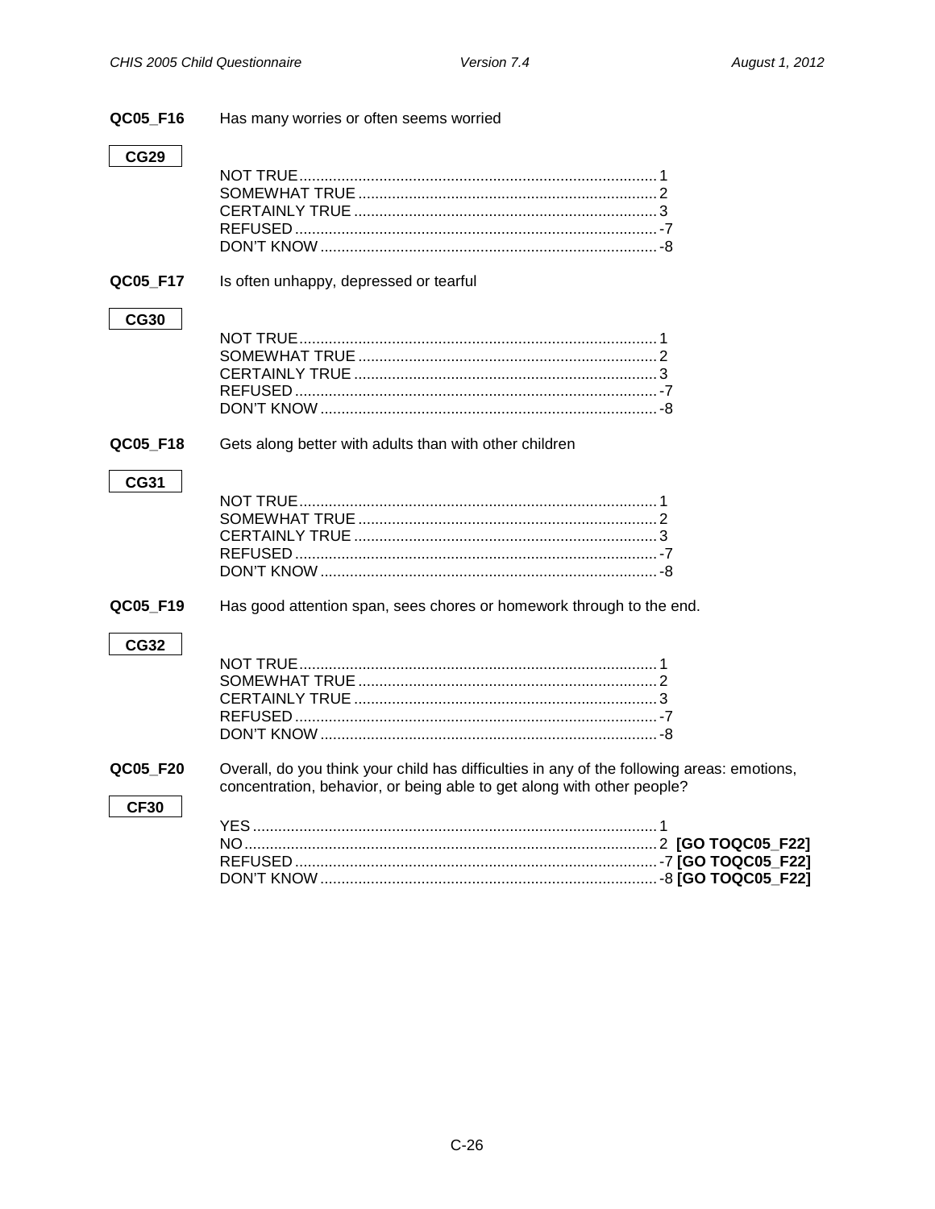**QC05_F16** Has many worries or often seems worried

**CG29**

NOT TRUE.....1
SOMEWHAT TRUE.....2
CERTAINLY TRUE.....3
REFUSED.....-7
DON'T KNOW.....-8

**QC05_F17** Is often unhappy, depressed or tearful

**CG30**

NOT TRUE.....1
SOMEWHAT TRUE.....2
CERTAINLY TRUE.....3
REFUSED.....-7
DON'T KNOW.....-8

**QC05_F18** Gets along better with adults than with other children

**CG31**

NOT TRUE.....1
SOMEWHAT TRUE.....2
CERTAINLY TRUE.....3
REFUSED.....-7
DON'T KNOW.....-8

**QC05_F19** Has good attention span, sees chores or homework through to the end.

**CG32**

NOT TRUE.....1
SOMEWHAT TRUE.....2
CERTAINLY TRUE.....3
REFUSED.....-7
DON'T KNOW.....-8

**QC05_F20** Overall, do you think your child has difficulties in any of the following areas: emotions, concentration, behavior, or being able to get along with other people?

**CF30**

YES.....1
NO.....2 **[GO TOQC05_F22]**
REFUSED.....-7 **[GO TOQC05_F22]**
DON'T KNOW.....-8 **[GO TOQC05_F22]**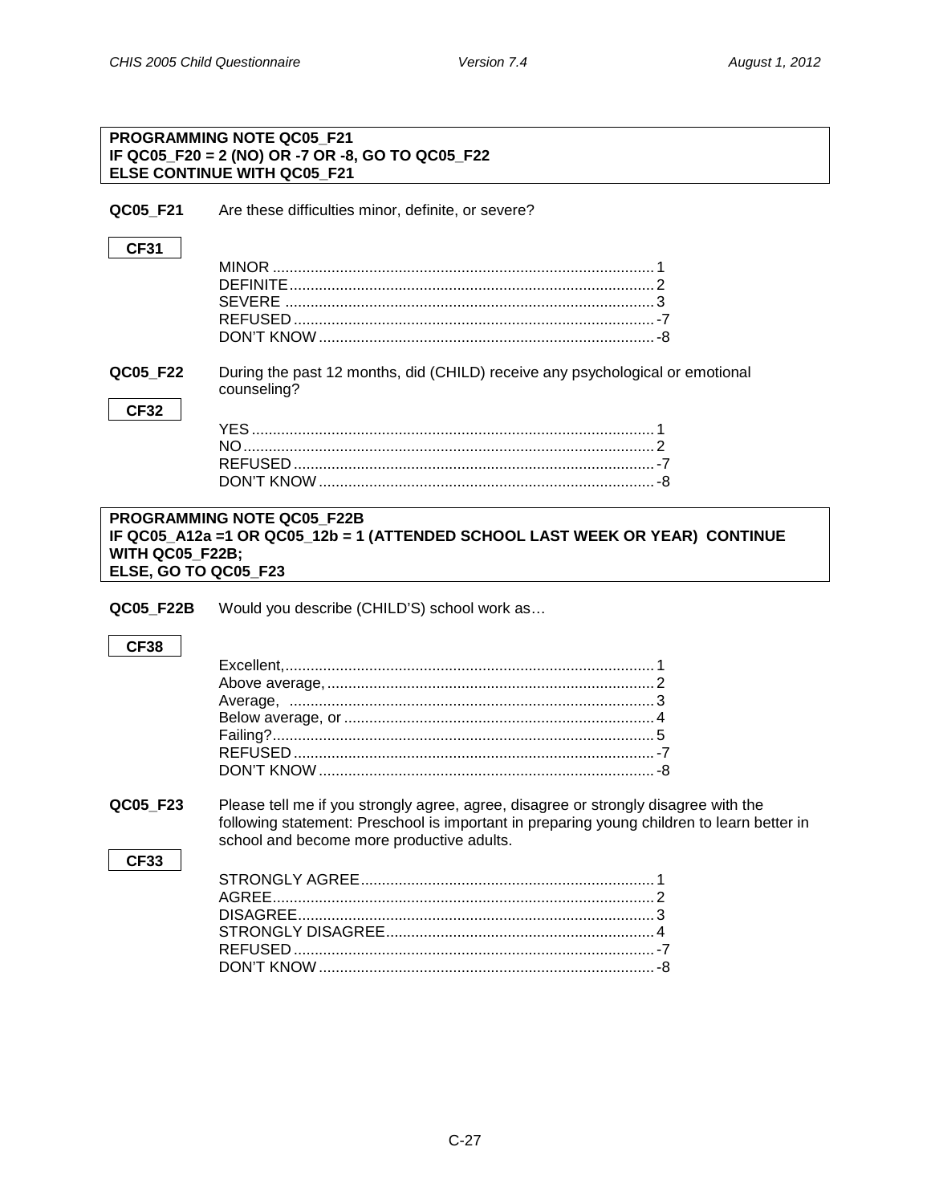**PROGRAMMING NOTE QC05_F21**
**IF QC05_F20 = 2 (NO) OR -7 OR -8, GO TO QC05_F22**
**ELSE CONTINUE WITH QC05_F21**

**QC05_F21** Are these difficulties minor, definite, or severe?

**CF31**

| | |
|---|---|
| MINOR | 1 |
| DEFINITE | 2 |
| SEVERE | 3 |
| REFUSED | -7 |
| DON'T KNOW | -8 |

**QC05_F22** During the past 12 months, did (CHILD) receive any psychological or emotional counseling?

**CF32**

| | |
|---|---|
| YES | 1 |
| NO | 2 |
| REFUSED | -7 |
| DON'T KNOW | -8 |

**PROGRAMMING NOTE QC05_F22B**
**IF QC05_A12a =1 OR QC05_12b = 1 (ATTENDED SCHOOL LAST WEEK OR YEAR) CONTINUE WITH QC05_F22B;**
**ELSE, GO TO QC05_F23**

**QC05_F22B** Would you describe (CHILD'S) school work as…

**CF38**

| | |
|---|---|
| Excellent, | 1 |
| Above average, | 2 |
| Average, | 3 |
| Below average, or | 4 |
| Failing? | 5 |
| REFUSED | -7 |
| DON'T KNOW | -8 |

**QC05_F23** Please tell me if you strongly agree, agree, disagree or strongly disagree with the following statement: Preschool is important in preparing young children to learn better in school and become more productive adults.

**CF33**

| | |
|---|---|
| STRONGLY AGREE | 1 |
| AGREE | 2 |
| DISAGREE | 3 |
| STRONGLY DISAGREE | 4 |
| REFUSED | -7 |
| DON'T KNOW | -8 |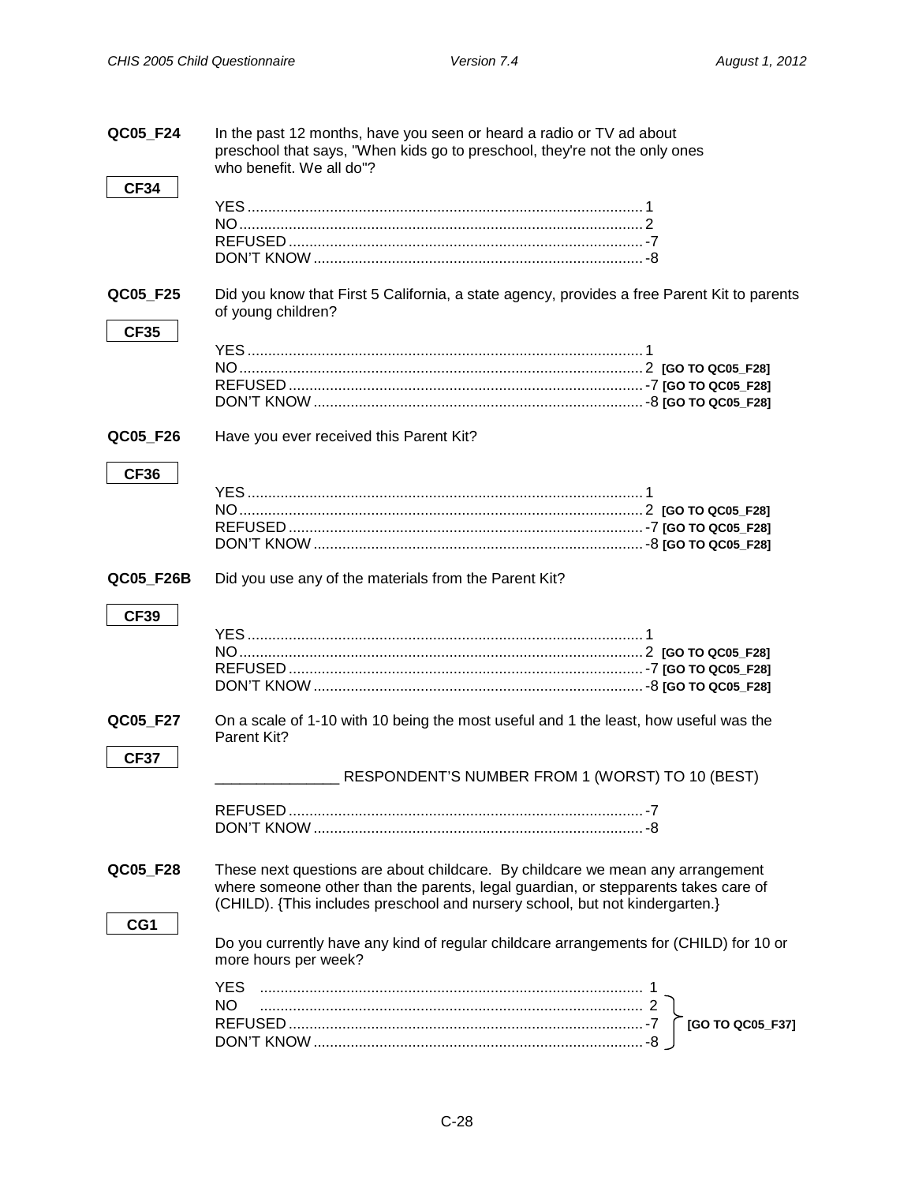**QC05_F24** In the past 12 months, have you seen or heard a radio or TV ad about preschool that says, "When kids go to preschool, they're not the only ones who benefit. We all do"?

**CF34**

YES ........................................................ 1
NO ......................................................... 2
REFUSED ................................................... -7
DON'T KNOW ............................................... -8

**QC05_F25** Did you know that First 5 California, a state agency, provides a free Parent Kit to parents of young children?

**CF35**

YES ........................................................ 1
NO ......................................................... 2 **[GO TO QC05_F28]**
REFUSED ................................................... -7 **[GO TO QC05_F28]**
DON'T KNOW ............................................... -8 **[GO TO QC05_F28]**

**QC05_F26** Have you ever received this Parent Kit?

**CF36**

YES ........................................................ 1
NO ......................................................... 2 **[GO TO QC05_F28]**
REFUSED ................................................... -7 **[GO TO QC05_F28]**
DON'T KNOW ............................................... -8 **[GO TO QC05_F28]**

**QC05_F26B** Did you use any of the materials from the Parent Kit?

**CF39**

YES ........................................................ 1
NO ......................................................... 2 **[GO TO QC05_F28]**
REFUSED ................................................... -7 **[GO TO QC05_F28]**
DON'T KNOW ............................................... -8 **[GO TO QC05_F28]**

**QC05_F27** On a scale of 1-10 with 10 being the most useful and 1 the least, how useful was the Parent Kit?

**CF37**

_______________ RESPONDENT'S NUMBER FROM 1 (WORST) TO 10 (BEST)

REFUSED ................................................... -7
DON'T KNOW ............................................... -8

**QC05_F28** These next questions are about childcare. By childcare we mean any arrangement where someone other than the parents, legal guardian, or stepparents takes care of (CHILD). {This includes preschool and nursery school, but not kindergarten.}

**CG1**

Do you currently have any kind of regular childcare arrangements for (CHILD) for 10 or more hours per week?

YES ........................................................ 1
NO ......................................................... 2 **[GO TO QC05_F37]**
REFUSED ................................................... -7 **[GO TO QC05_F37]**
DON'T KNOW ............................................... -8 **[GO TO QC05_F37]**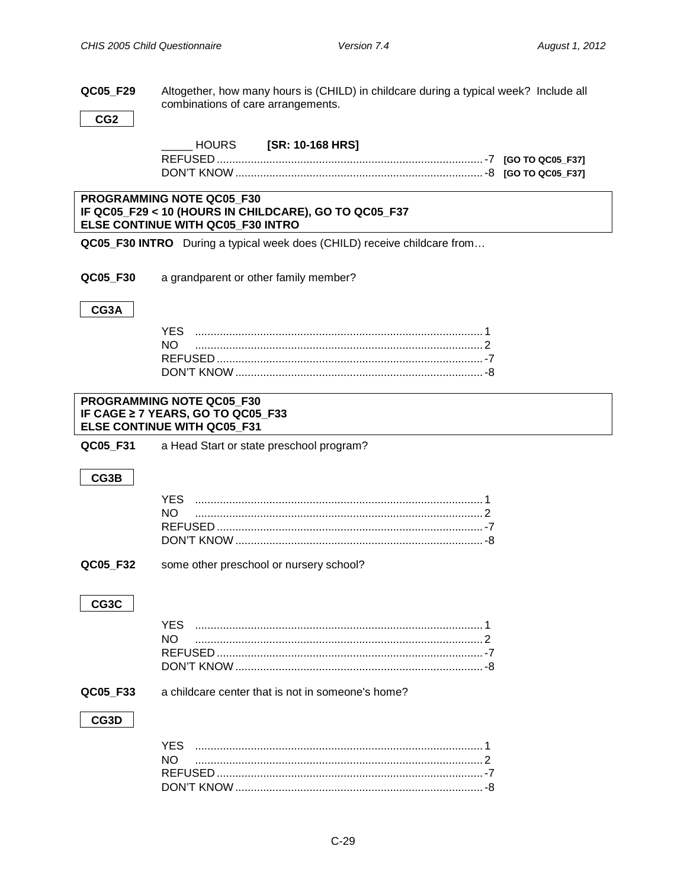**QC05_F29** Altogether, how many hours is (CHILD) in childcare during a typical week? Include all combinations of care arrangements.

**CG2**

_____ HOURS **[SR: 10-168 HRS]**

| | | |
|---|---|---|
| REFUSED | -7 | **[GO TO QC05_F37]** |
| DON'T KNOW | -8 | **[GO TO QC05_F37]** |

**PROGRAMMING NOTE QC05_F30**
**IF QC05_F29 < 10 (HOURS IN CHILDCARE), GO TO QC05_F37**
**ELSE CONTINUE WITH QC05_F30 INTRO**

**QC05_F30 INTRO** During a typical week does (CHILD) receive childcare from…

**QC05_F30** a grandparent or other family member?

**CG3A**

| | |
|---|---|
| YES | 1 |
| NO | 2 |
| REFUSED | -7 |
| DON'T KNOW | -8 |

**PROGRAMMING NOTE QC05_F30**
**IF CAGE ≥ 7 YEARS, GO TO QC05_F33**
**ELSE CONTINUE WITH QC05_F31**

**QC05_F31** a Head Start or state preschool program?

**CG3B**

| | |
|---|---|
| YES | 1 |
| NO | 2 |
| REFUSED | -7 |
| DON'T KNOW | -8 |

**QC05_F32** some other preschool or nursery school?

**CG3C**

| | |
|---|---|
| YES | 1 |
| NO | 2 |
| REFUSED | -7 |
| DON'T KNOW | -8 |

**QC05_F33** a childcare center that is not in someone's home?

**CG3D**

| | |
|---|---|
| YES | 1 |
| NO | 2 |
| REFUSED | -7 |
| DON'T KNOW | -8 |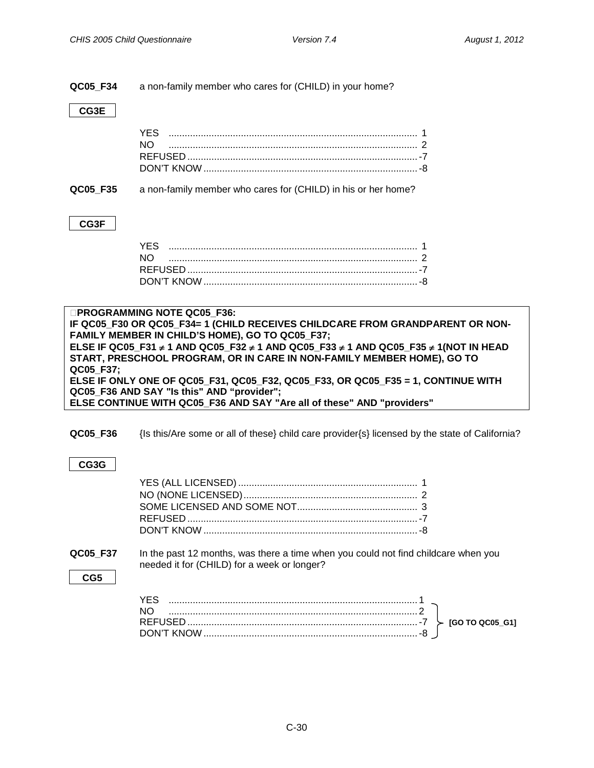**QC05_F34** a non-family member who cares for (CHILD) in your home?

**CG3E**

YES ............................................................................................ 1
NO ............................................................................................ 2
REFUSED ..................................................................................... -7
DON'T KNOW ................................................................................ -8

**QC05_F35** a non-family member who cares for (CHILD) in his or her home?

**CG3F**

YES ............................................................................................ 1
NO ............................................................................................ 2
REFUSED ..................................................................................... -7
DON'T KNOW ................................................................................ -8

**PROGRAMMING NOTE QC05_F36:**
**IF QC05_F30 OR QC05_F34= 1 (CHILD RECEIVES CHILDCARE FROM GRANDPARENT OR NON-FAMILY MEMBER IN CHILD'S HOME), GO TO QC05_F37;**
**ELSE IF QC05_F31 ≠ 1 AND QC05_F32 ≠ 1 AND QC05_F33 ≠ 1 AND QC05_F35 ≠ 1(NOT IN HEAD START, PRESCHOOL PROGRAM, OR IN CARE IN NON-FAMILY MEMBER HOME), GO TO QC05_F37;**
**ELSE IF ONLY ONE OF QC05_F31, QC05_F32, QC05_F33, OR QC05_F35 = 1, CONTINUE WITH QC05_F36 AND SAY "Is this" AND "provider";**
**ELSE CONTINUE WITH QC05_F36 AND SAY "Are all of these" AND "providers"**

**QC05_F36** {Is this/Are some or all of these} child care provider{s} licensed by the state of California?

**CG3G**

YES (ALL LICENSED) .................................................................. 1
NO (NONE LICENSED) ................................................................ 2
SOME LICENSED AND SOME NOT ............................................ 3
REFUSED ..................................................................................... -7
DON'T KNOW ................................................................................ -8

**QC05_F37** In the past 12 months, was there a time when you could not find childcare when you needed it for (CHILD) for a week or longer?

**CG5**

YES ............................................................................................ 1
NO ............................................................................................ 2 **[GO TO QC05_G1]**
REFUSED ..................................................................................... -7 **[GO TO QC05_G1]**
DON'T KNOW ................................................................................ -8 **[GO TO QC05_G1]**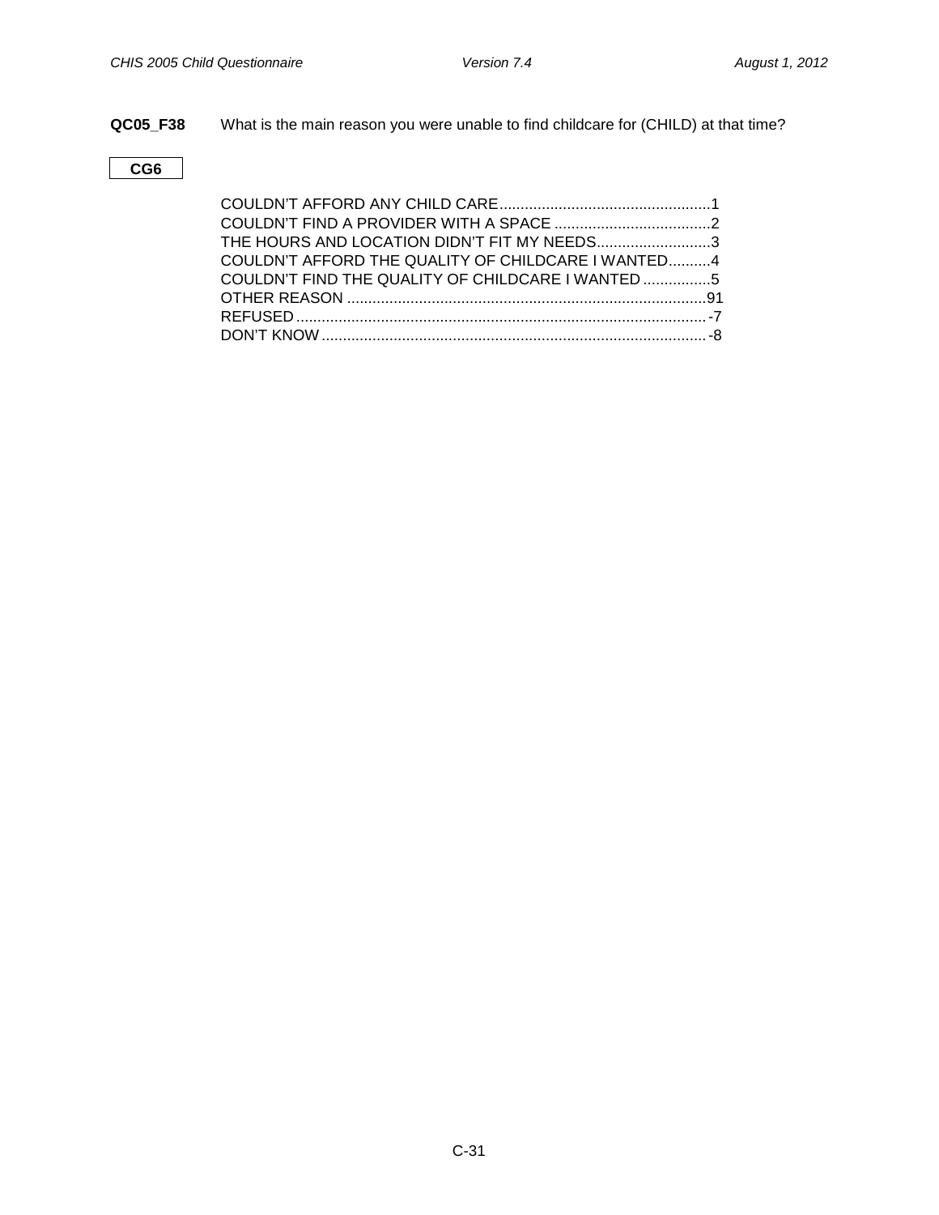**QC05_F38** What is the main reason you were unable to find childcare for (CHILD) at that time?

**CG6**

COULDN'T AFFORD ANY CHILD CARE..................................................1
COULDN'T FIND A PROVIDER WITH A SPACE .....................................2
THE HOURS AND LOCATION DIDN'T FIT MY NEEDS...........................3
COULDN'T AFFORD THE QUALITY OF CHILDCARE I WANTED..........4
COULDN'T FIND THE QUALITY OF CHILDCARE I WANTED ................5
OTHER REASON .....................................................................................91
REFUSED.................................................................................................-7
DON'T KNOW...........................................................................................-8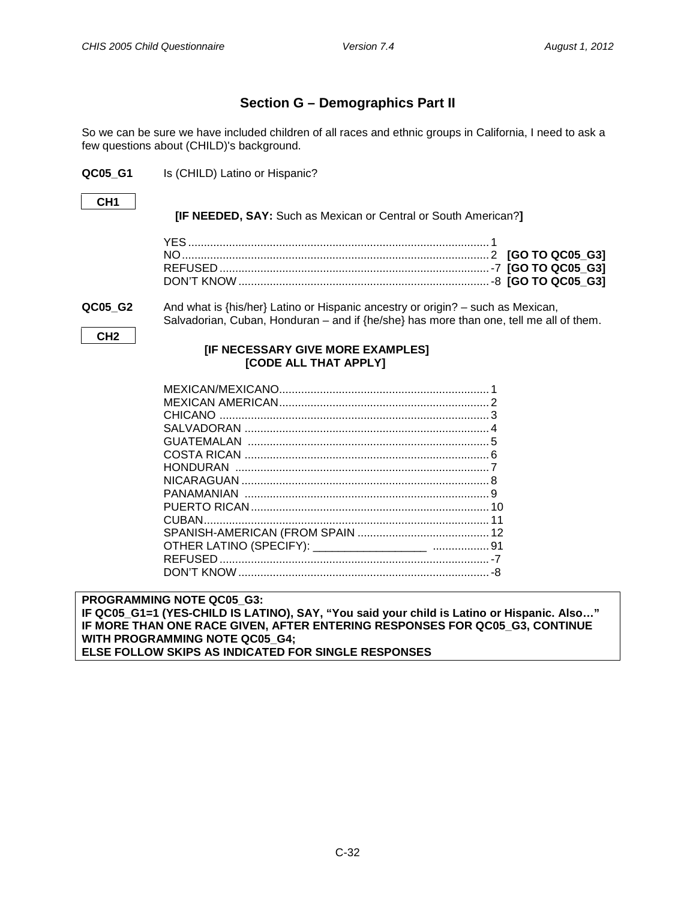## Section G – Demographics Part II

So we can be sure we have included children of all races and ethnic groups in California, I need to ask a few questions about (CHILD)'s background.

**QC05_G1** Is (CHILD) Latino or Hispanic?

**CH1**

**[IF NEEDED, SAY:** Such as Mexican or Central or South American?**]**

YES .............................................. 1
NO .............................................. 2 **[GO TO QC05_G3]**
REFUSED .............................................. -7 **[GO TO QC05_G3]**
DON'T KNOW .............................................. -8 **[GO TO QC05_G3]**

**QC05_G2** And what is {his/her} Latino or Hispanic ancestry or origin? – such as Mexican, Salvadorian, Cuban, Honduran – and if {he/she} has more than one, tell me all of them.

**CH2**

**[IF NECESSARY GIVE MORE EXAMPLES]**
**[CODE ALL THAT APPLY]**

MEXICAN/MEXICANO .............................................. 1
MEXICAN AMERICAN .............................................. 2
CHICANO .............................................. 3
SALVADORAN .............................................. 4
GUATEMALAN .............................................. 5
COSTA RICAN .............................................. 6
HONDURAN .............................................. 7
NICARAGUAN .............................................. 8
PANAMANIAN .............................................. 9
PUERTO RICAN .............................................. 10
CUBAN .............................................. 11
SPANISH-AMERICAN (FROM SPAIN .............................................. 12
OTHER LATINO (SPECIFY): __________________ .............................................. 91
REFUSED .............................................. -7
DON'T KNOW .............................................. -8

**PROGRAMMING NOTE QC05_G3:**
**IF QC05_G1=1 (YES-CHILD IS LATINO), SAY, "You said your child is Latino or Hispanic. Also…"**
**IF MORE THAN ONE RACE GIVEN, AFTER ENTERING RESPONSES FOR QC05_G3, CONTINUE WITH PROGRAMMING NOTE QC05_G4;**
**ELSE FOLLOW SKIPS AS INDICATED FOR SINGLE RESPONSES**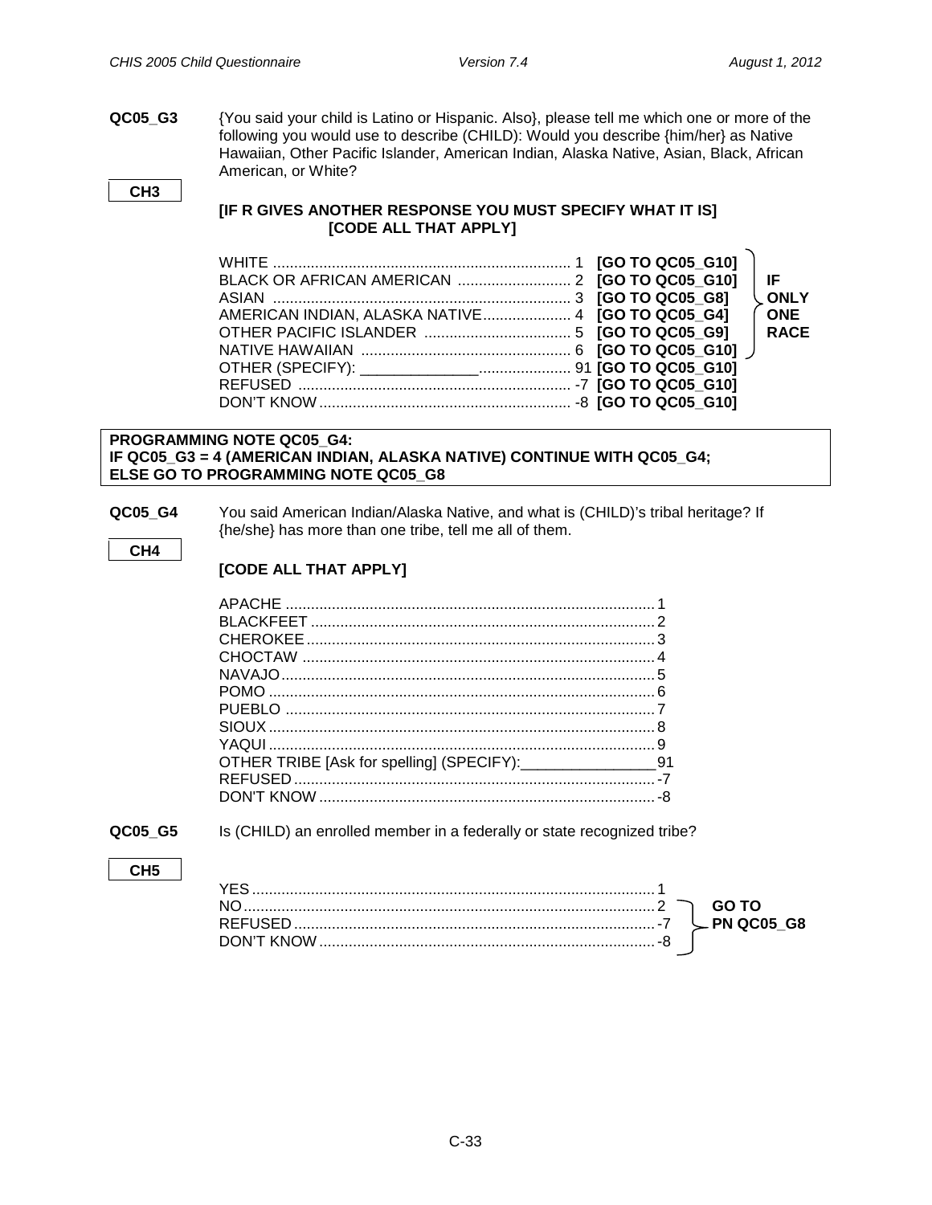**QC05_G3** {You said your child is Latino or Hispanic. Also}, please tell me which one or more of the following you would use to describe (CHILD): Would you describe {him/her} as Native Hawaiian, Other Pacific Islander, American Indian, Alaska Native, Asian, Black, African American, or White?

**CH3**

**[IF R GIVES ANOTHER RESPONSE YOU MUST SPECIFY WHAT IT IS]**
**[CODE ALL THAT APPLY]**

| Response | Code | Skip | |
|---|---|---|---|
| WHITE | 1 | **[GO TO QC05_G10]** | **IF ONLY ONE RACE** |
| BLACK OR AFRICAN AMERICAN | 2 | **[GO TO QC05_G10]** | |
| ASIAN | 3 | **[GO TO QC05_G8]** | |
| AMERICAN INDIAN, ALASKA NATIVE | 4 | **[GO TO QC05_G4]** | |
| OTHER PACIFIC ISLANDER | 5 | **[GO TO QC05_G9]** | |
| NATIVE HAWAIIAN | 6 | **[GO TO QC05_G10]** | |
| OTHER (SPECIFY): ______________ | 91 | **[GO TO QC05_G10]** | |
| REFUSED | -7 | **[GO TO QC05_G10]** | |
| DON'T KNOW | -8 | **[GO TO QC05_G10]** | |

**PROGRAMMING NOTE QC05_G4:**
**IF QC05_G3 = 4 (AMERICAN INDIAN, ALASKA NATIVE) CONTINUE WITH QC05_G4;**
**ELSE GO TO PROGRAMMING NOTE QC05_G8**

**QC05_G4** You said American Indian/Alaska Native, and what is (CHILD)'s tribal heritage? If {he/she} has more than one tribe, tell me all of them.

**CH4**

**[CODE ALL THAT APPLY]**

| Response | Code |
|---|---|
| APACHE | 1 |
| BLACKFEET | 2 |
| CHEROKEE | 3 |
| CHOCTAW | 4 |
| NAVAJO | 5 |
| POMO | 6 |
| PUEBLO | 7 |
| SIOUX | 8 |
| YAQUI | 9 |
| OTHER TRIBE [Ask for spelling] (SPECIFY):________________ | 91 |
| REFUSED | -7 |
| DON'T KNOW | -8 |

**QC05_G5** Is (CHILD) an enrolled member in a federally or state recognized tribe?

**CH5**

| Response | Code | Skip |
|---|---|---|
| YES | 1 | |
| NO | 2 | **GO TO PN QC05_G8** |
| REFUSED | -7 | **GO TO PN QC05_G8** |
| DON'T KNOW | -8 | **GO TO PN QC05_G8** |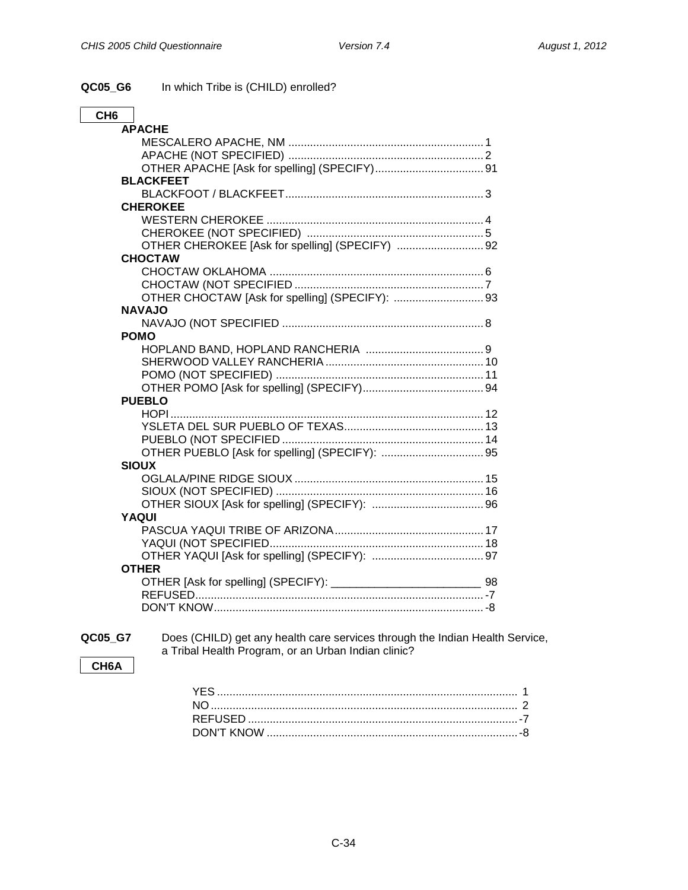**QC05_G6** In which Tribe is (CHILD) enrolled?

**CH6**

**APACHE**

MESCALERO APACHE, NM ............................................................... 1
APACHE (NOT SPECIFIED) ............................................................... 2
OTHER APACHE [Ask for spelling] (SPECIFY)................................... 91

**BLACKFEET**

BLACKFOOT / BLACKFEET................................................................ 3

**CHEROKEE**

WESTERN CHEROKEE ...................................................................... 4
CHEROKEE (NOT SPECIFIED) ......................................................... 5
OTHER CHEROKEE [Ask for spelling] (SPECIFY) ............................ 92

**CHOCTAW**

CHOCTAW OKLAHOMA ..................................................................... 6
CHOCTAW (NOT SPECIFIED ............................................................. 7
OTHER CHOCTAW [Ask for spelling] (SPECIFY): ............................. 93

**NAVAJO**

NAVAJO (NOT SPECIFIED ................................................................. 8

**POMO**

HOPLAND BAND, HOPLAND RANCHERIA ...................................... 9
SHERWOOD VALLEY RANCHERIA ................................................... 10
POMO (NOT SPECIFIED) ................................................................... 11
OTHER POMO [Ask for spelling] (SPECIFY)....................................... 94

**PUEBLO**

HOPI ..................................................................................................... 12
YSLETA DEL SUR PUEBLO OF TEXAS............................................. 13
PUEBLO (NOT SPECIFIED ................................................................. 14
OTHER PUEBLO [Ask for spelling] (SPECIFY): ................................. 95

**SIOUX**

OGLALA/PINE RIDGE SIOUX ............................................................. 15
SIOUX (NOT SPECIFIED) ................................................................... 16
OTHER SIOUX [Ask for spelling] (SPECIFY): .................................... 96

**YAQUI**

PASCUA YAQUI TRIBE OF ARIZONA................................................ 17
YAQUI (NOT SPECIFIED..................................................................... 18
OTHER YAQUI [Ask for spelling] (SPECIFY): .................................... 97

**OTHER**

OTHER [Ask for spelling] (SPECIFY): ________________________ 98
REFUSED............................................................................................. -7
DON'T KNOW....................................................................................... -8

**QC05_G7** Does (CHILD) get any health care services through the Indian Health Service, a Tribal Health Program, or an Urban Indian clinic?

**CH6A**

YES ................................................................................................. 1
NO ................................................................................................... 2
REFUSED ....................................................................................... -7
DON'T KNOW ................................................................................. -8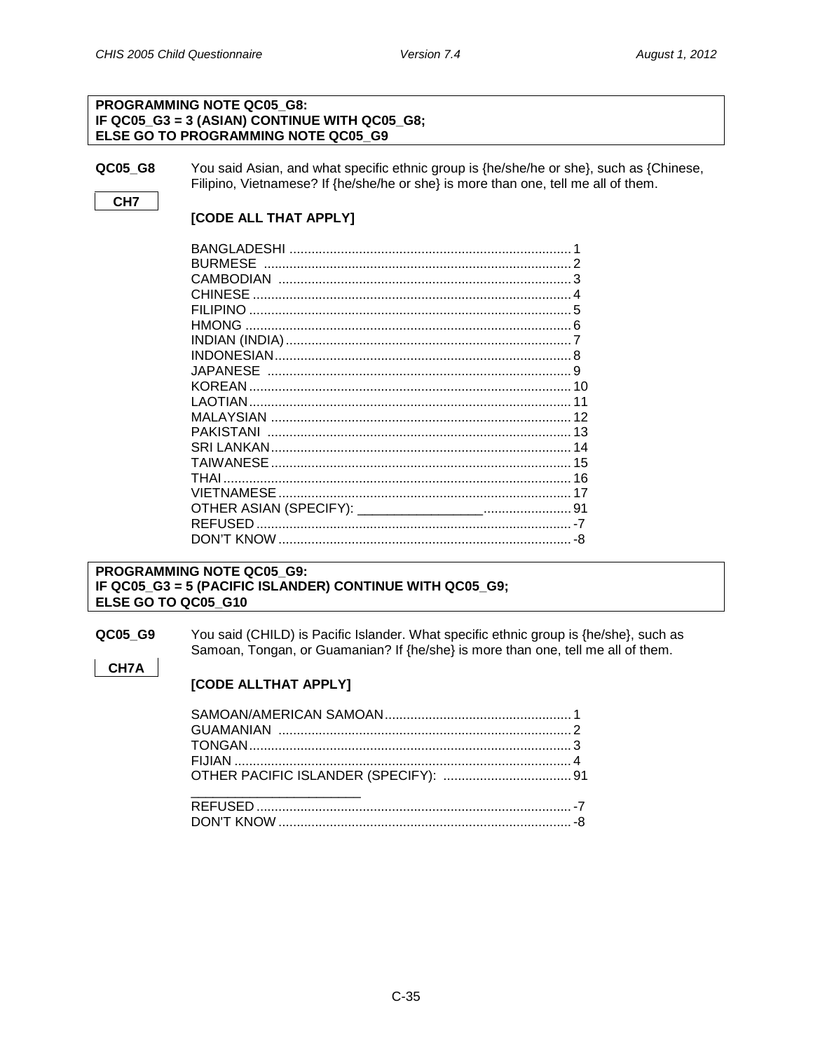**PROGRAMMING NOTE QC05_G8:**
**IF QC05_G3 = 3 (ASIAN) CONTINUE WITH QC05_G8;**
**ELSE GO TO PROGRAMMING NOTE QC05_G9**

**QC05_G8** You said Asian, and what specific ethnic group is {he/she/he or she}, such as {Chinese, Filipino, Vietnamese? If {he/she/he or she} is more than one, tell me all of them.

**CH7**

**[CODE ALL THAT APPLY]**

BANGLADESHI ............................................................................ 1
BURMESE ................................................................................... 2
CAMBODIAN ............................................................................... 3
CHINESE ...................................................................................... 4
FILIPINO ...................................................................................... 5
HMONG ........................................................................................ 6
INDIAN (INDIA) ............................................................................ 7
INDONESIAN ............................................................................... 8
JAPANESE ................................................................................... 9
KOREAN ...................................................................................... 10
LAOTIAN ...................................................................................... 11
MALAYSIAN ................................................................................. 12
PAKISTANI ................................................................................... 13
SRI LANKAN ................................................................................ 14
TAIWANESE ................................................................................ 15
THAI ............................................................................................. 16
VIETNAMESE .............................................................................. 17
OTHER ASIAN (SPECIFY): _________________........................ 91
REFUSED ..................................................................................... -7
DON'T KNOW ............................................................................... -8

**PROGRAMMING NOTE QC05_G9:**
**IF QC05_G3 = 5 (PACIFIC ISLANDER) CONTINUE WITH QC05_G9;**
**ELSE GO TO QC05_G10**

**QC05_G9** You said (CHILD) is Pacific Islander. What specific ethnic group is {he/she}, such as Samoan, Tongan, or Guamanian? If {he/she} is more than one, tell me all of them.

**CH7A**

**[CODE ALLTHAT APPLY]**

SAMOAN/AMERICAN SAMOAN .................................................. 1
GUAMANIAN ................................................................................ 2
TONGAN ....................................................................................... 3
FIJIAN ........................................................................................... 4
OTHER PACIFIC ISLANDER (SPECIFY): ................................... 91
________________________
REFUSED ..................................................................................... -7
DON'T KNOW ............................................................................... -8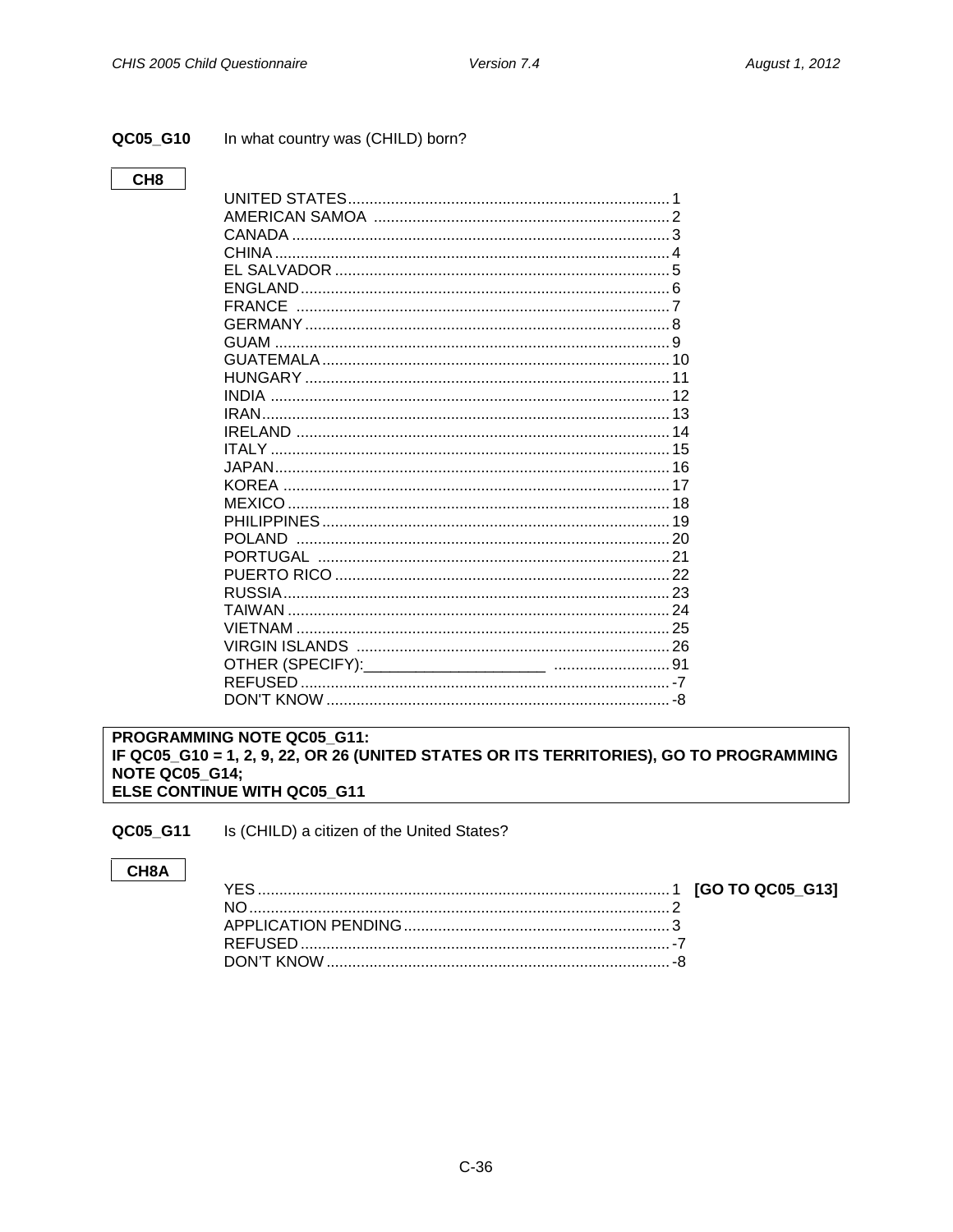**QC05_G10** In what country was (CHILD) born?

**CH8**

| | |
|---|---|
| UNITED STATES | 1 |
| AMERICAN SAMOA | 2 |
| CANADA | 3 |
| CHINA | 4 |
| EL SALVADOR | 5 |
| ENGLAND | 6 |
| FRANCE | 7 |
| GERMANY | 8 |
| GUAM | 9 |
| GUATEMALA | 10 |
| HUNGARY | 11 |
| INDIA | 12 |
| IRAN | 13 |
| IRELAND | 14 |
| ITALY | 15 |
| JAPAN | 16 |
| KOREA | 17 |
| MEXICO | 18 |
| PHILIPPINES | 19 |
| POLAND | 20 |
| PORTUGAL | 21 |
| PUERTO RICO | 22 |
| RUSSIA | 23 |
| TAIWAN | 24 |
| VIETNAM | 25 |
| VIRGIN ISLANDS | 26 |
| OTHER (SPECIFY):____________________ | 91 |
| REFUSED | -7 |
| DON'T KNOW | -8 |

**PROGRAMMING NOTE QC05_G11:**
**IF QC05_G10 = 1, 2, 9, 22, OR 26 (UNITED STATES OR ITS TERRITORIES), GO TO PROGRAMMING NOTE QC05_G14;**
**ELSE CONTINUE WITH QC05_G11**

**QC05_G11** Is (CHILD) a citizen of the United States?

**CH8A**

| | | |
|---|---|---|
| YES | 1 | **[GO TO QC05_G13]** |
| NO | 2 | |
| APPLICATION PENDING | 3 | |
| REFUSED | -7 | |
| DON'T KNOW | -8 | |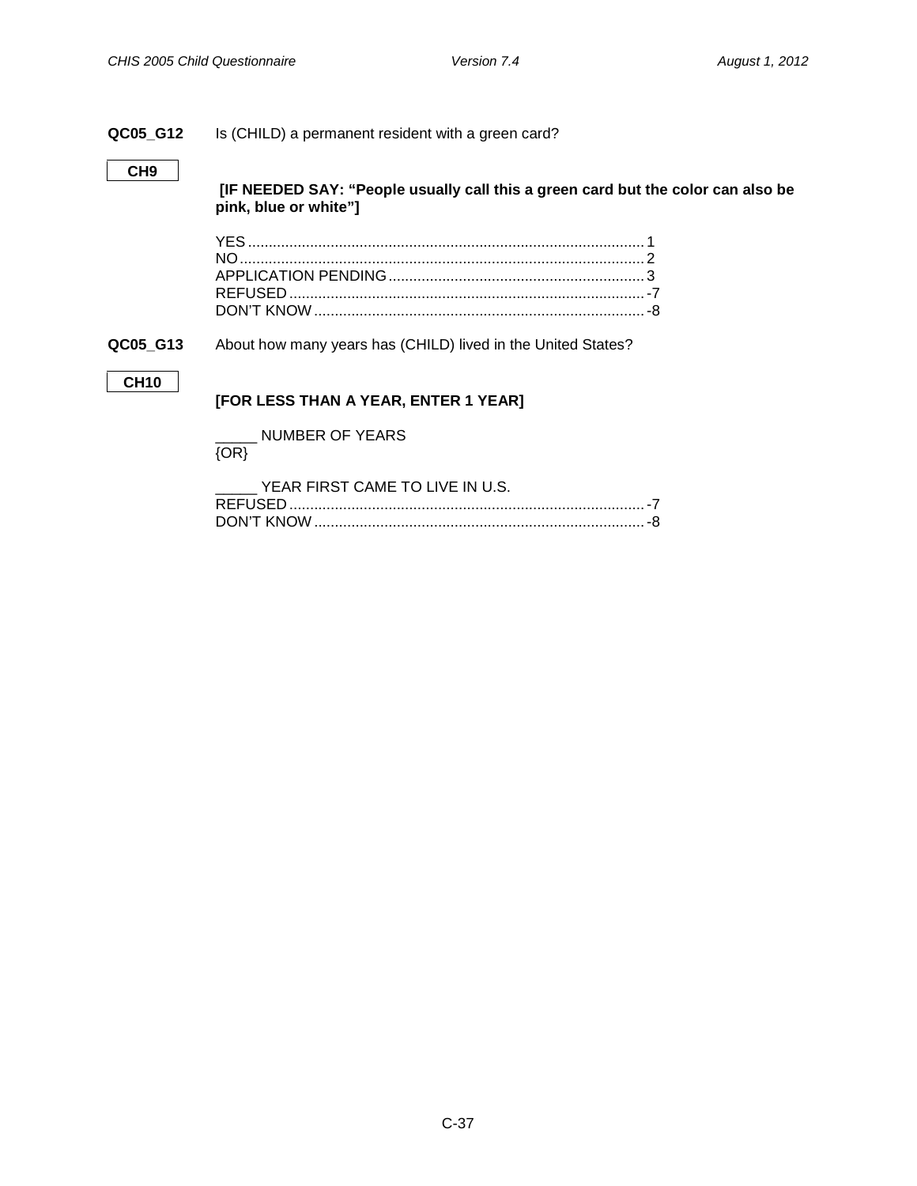**QC05_G12** Is (CHILD) a permanent resident with a green card?

**CH9**

**[IF NEEDED SAY: "People usually call this a green card but the color can also be pink, blue or white"]**

YES ............................................................................................... 1
NO ................................................................................................. 2
APPLICATION PENDING ............................................................. 3
REFUSED ..................................................................................... -7
DON'T KNOW ............................................................................... -8

**QC05_G13** About how many years has (CHILD) lived in the United States?

**CH10**

**[FOR LESS THAN A YEAR, ENTER 1 YEAR]**

_____ NUMBER OF YEARS
{OR}

_____ YEAR FIRST CAME TO LIVE IN U.S.
REFUSED ..................................................................................... -7
DON'T KNOW ............................................................................... -8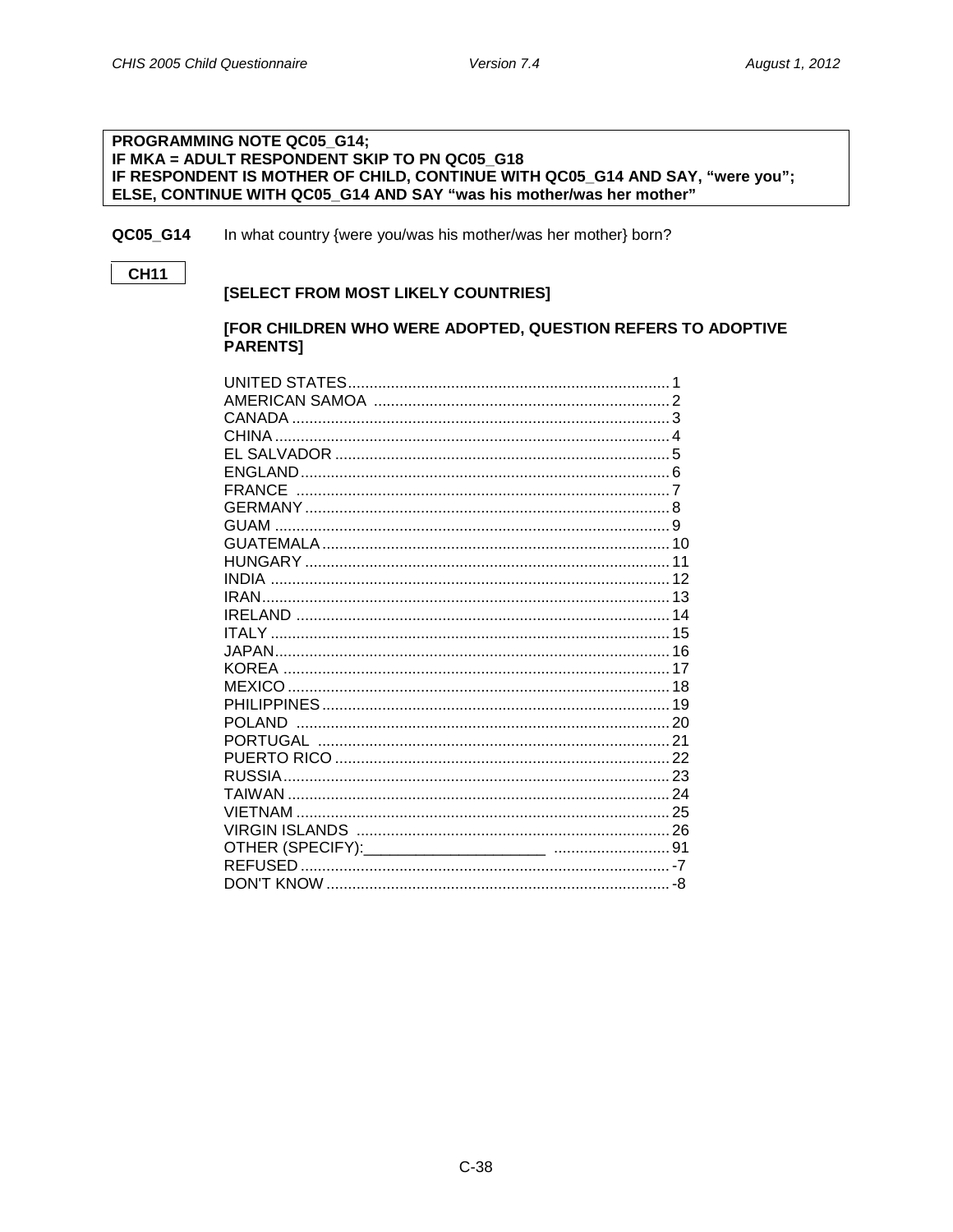**PROGRAMMING NOTE QC05_G14;**
**IF MKA = ADULT RESPONDENT SKIP TO PN QC05_G18**
**IF RESPONDENT IS MOTHER OF CHILD, CONTINUE WITH QC05_G14 AND SAY, "were you";**
**ELSE, CONTINUE WITH QC05_G14 AND SAY "was his mother/was her mother"**

**QC05_G14** In what country {were you/was his mother/was her mother} born?

**CH11**

**[SELECT FROM MOST LIKELY COUNTRIES]**

**[FOR CHILDREN WHO WERE ADOPTED, QUESTION REFERS TO ADOPTIVE PARENTS]**

| | |
|---|---|
| UNITED STATES | 1 |
| AMERICAN SAMOA | 2 |
| CANADA | 3 |
| CHINA | 4 |
| EL SALVADOR | 5 |
| ENGLAND | 6 |
| FRANCE | 7 |
| GERMANY | 8 |
| GUAM | 9 |
| GUATEMALA | 10 |
| HUNGARY | 11 |
| INDIA | 12 |
| IRAN | 13 |
| IRELAND | 14 |
| ITALY | 15 |
| JAPAN | 16 |
| KOREA | 17 |
| MEXICO | 18 |
| PHILIPPINES | 19 |
| POLAND | 20 |
| PORTUGAL | 21 |
| PUERTO RICO | 22 |
| RUSSIA | 23 |
| TAIWAN | 24 |
| VIETNAM | 25 |
| VIRGIN ISLANDS | 26 |
| OTHER (SPECIFY):_____________________ | 91 |
| REFUSED | -7 |
| DON'T KNOW | -8 |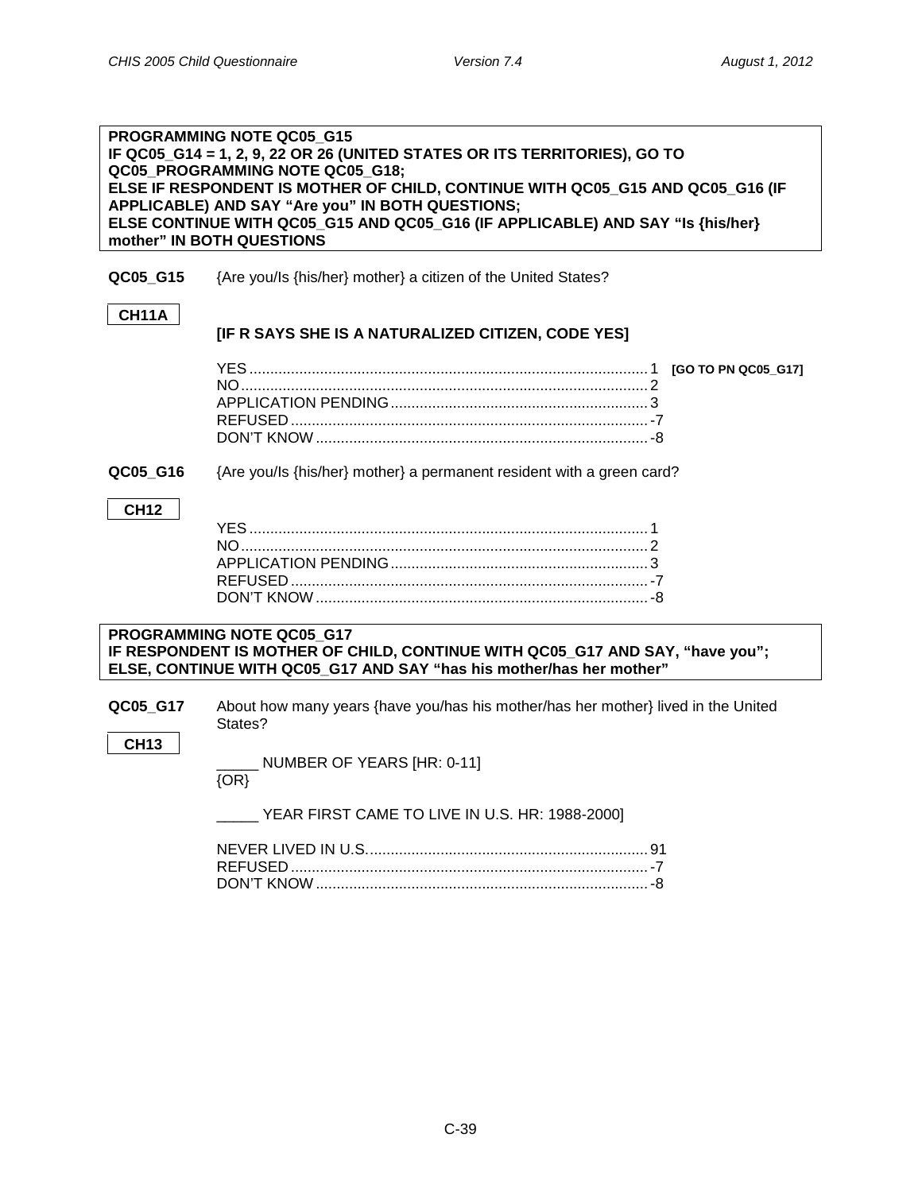**PROGRAMMING NOTE QC05_G15**
**IF QC05_G14 = 1, 2, 9, 22 OR 26 (UNITED STATES OR ITS TERRITORIES), GO TO QC05_PROGRAMMING NOTE QC05_G18;**
**ELSE IF RESPONDENT IS MOTHER OF CHILD, CONTINUE WITH QC05_G15 AND QC05_G16 (IF APPLICABLE) AND SAY "Are you" IN BOTH QUESTIONS;**
**ELSE CONTINUE WITH QC05_G15 AND QC05_G16 (IF APPLICABLE) AND SAY "Is {his/her} mother" IN BOTH QUESTIONS**

**QC05_G15** {Are you/Is {his/her} mother} a citizen of the United States?

**CH11A**

**[IF R SAYS SHE IS A NATURALIZED CITIZEN, CODE YES]**

YES....................................................1 **[GO TO PN QC05_G17]**
NO.....................................................2
APPLICATION PENDING..................3
REFUSED..........................................-7
DON'T KNOW....................................-8

**QC05_G16** {Are you/Is {his/her} mother} a permanent resident with a green card?

**CH12**

YES....................................................1
NO.....................................................2
APPLICATION PENDING..................3
REFUSED..........................................-7
DON'T KNOW....................................-8

**PROGRAMMING NOTE QC05_G17**
**IF RESPONDENT IS MOTHER OF CHILD, CONTINUE WITH QC05_G17 AND SAY, "have you";**
**ELSE, CONTINUE WITH QC05_G17 AND SAY "has his mother/has her mother"**

**QC05_G17** About how many years {have you/has his mother/has her mother} lived in the United States?

**CH13**

_____ NUMBER OF YEARS [HR: 0-11]
{OR}

_____ YEAR FIRST CAME TO LIVE IN U.S. HR: 1988-2000]

NEVER LIVED IN U.S.......................91
REFUSED..........................................-7
DON'T KNOW....................................-8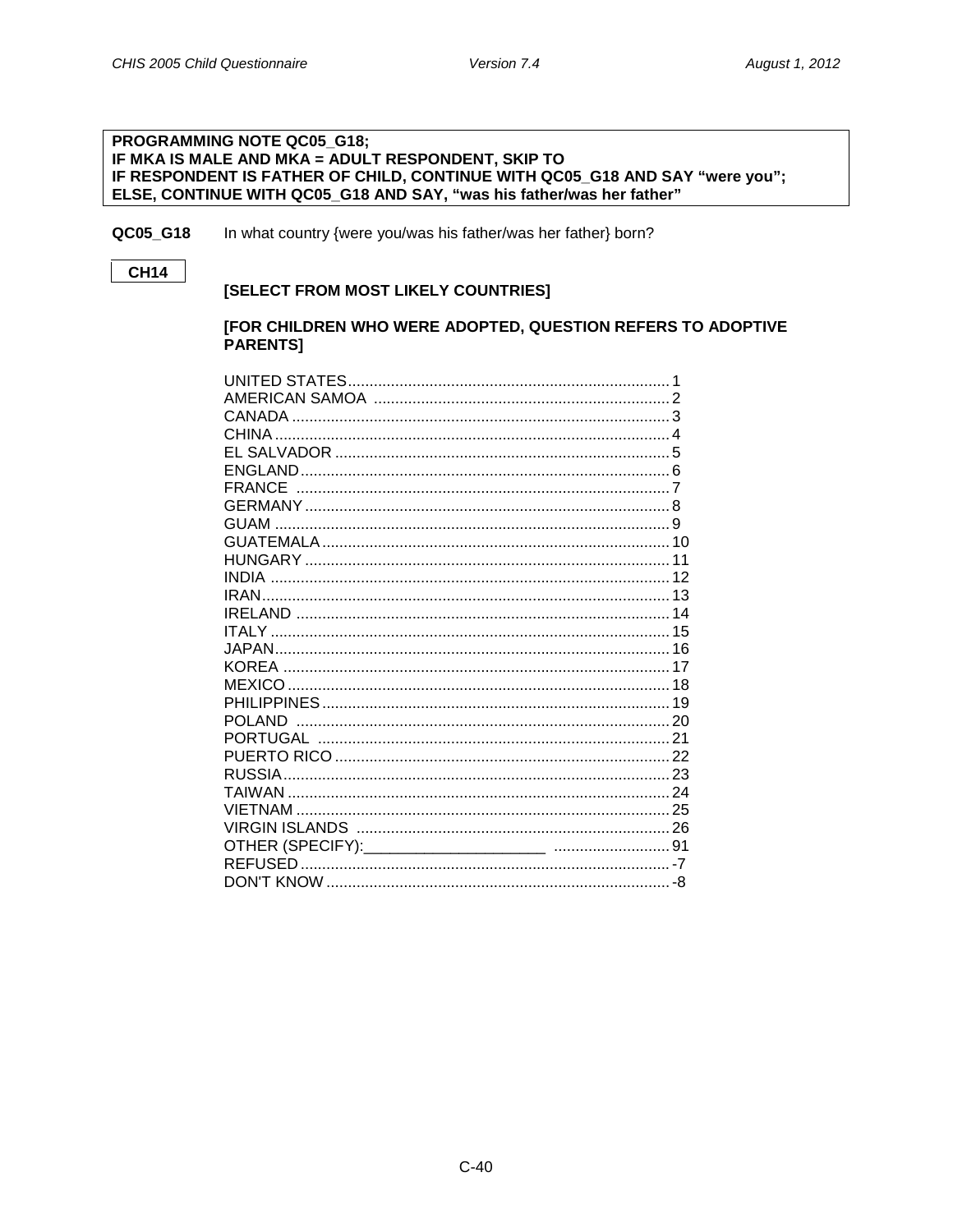**PROGRAMMING NOTE QC05_G18;**
**IF MKA IS MALE AND MKA = ADULT RESPONDENT, SKIP TO**
**IF RESPONDENT IS FATHER OF CHILD, CONTINUE WITH QC05_G18 AND SAY "were you";**
**ELSE, CONTINUE WITH QC05_G18 AND SAY, "was his father/was her father"**

**QC05_G18** In what country {were you/was his father/was her father} born?

**CH14**

**[SELECT FROM MOST LIKELY COUNTRIES]**

**[FOR CHILDREN WHO WERE ADOPTED, QUESTION REFERS TO ADOPTIVE PARENTS]**

| | |
|---|---|
| UNITED STATES | 1 |
| AMERICAN SAMOA | 2 |
| CANADA | 3 |
| CHINA | 4 |
| EL SALVADOR | 5 |
| ENGLAND | 6 |
| FRANCE | 7 |
| GERMANY | 8 |
| GUAM | 9 |
| GUATEMALA | 10 |
| HUNGARY | 11 |
| INDIA | 12 |
| IRAN | 13 |
| IRELAND | 14 |
| ITALY | 15 |
| JAPAN | 16 |
| KOREA | 17 |
| MEXICO | 18 |
| PHILIPPINES | 19 |
| POLAND | 20 |
| PORTUGAL | 21 |
| PUERTO RICO | 22 |
| RUSSIA | 23 |
| TAIWAN | 24 |
| VIETNAM | 25 |
| VIRGIN ISLANDS | 26 |
| OTHER (SPECIFY):_____________________ | 91 |
| REFUSED | -7 |
| DON'T KNOW | -8 |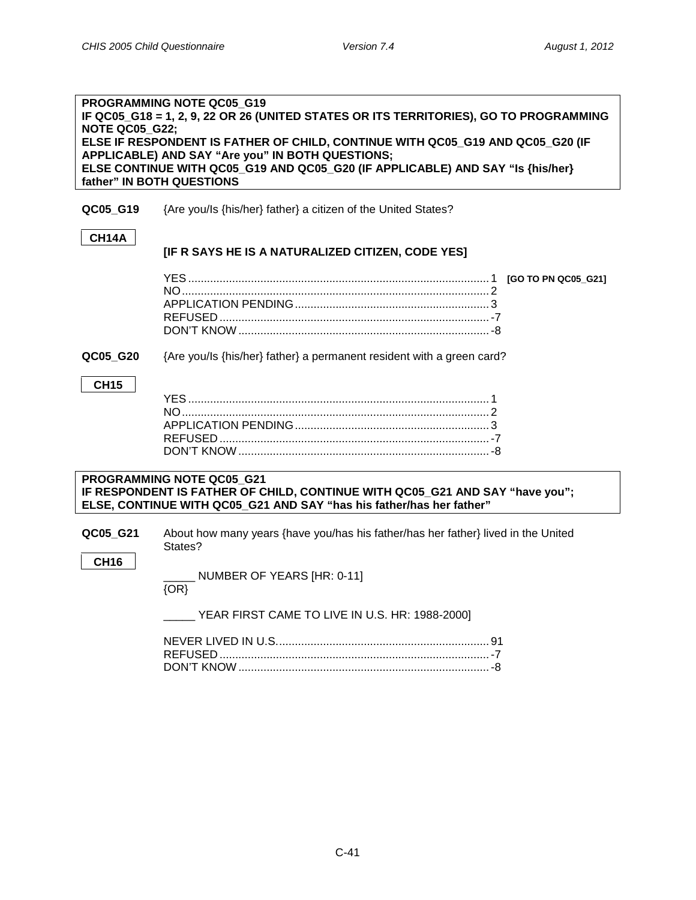**PROGRAMMING NOTE QC05_G19**
**IF QC05_G18 = 1, 2, 9, 22 OR 26 (UNITED STATES OR ITS TERRITORIES), GO TO PROGRAMMING NOTE QC05_G22;**
**ELSE IF RESPONDENT IS FATHER OF CHILD, CONTINUE WITH QC05_G19 AND QC05_G20 (IF APPLICABLE) AND SAY "Are you" IN BOTH QUESTIONS;**
**ELSE CONTINUE WITH QC05_G19 AND QC05_G20 (IF APPLICABLE) AND SAY "Is {his/her} father" IN BOTH QUESTIONS**

**QC05_G19** {Are you/Is {his/her} father} a citizen of the United States?

**CH14A**

**[IF R SAYS HE IS A NATURALIZED CITIZEN, CODE YES]**

YES .......... 1 **[GO TO PN QC05_G21]**
NO .......... 2
APPLICATION PENDING .......... 3
REFUSED .......... -7
DON'T KNOW .......... -8

**QC05_G20** {Are you/Is {his/her} father} a permanent resident with a green card?

**CH15**

YES .......... 1
NO .......... 2
APPLICATION PENDING .......... 3
REFUSED .......... -7
DON'T KNOW .......... -8

**PROGRAMMING NOTE QC05_G21**
**IF RESPONDENT IS FATHER OF CHILD, CONTINUE WITH QC05_G21 AND SAY "have you";**
**ELSE, CONTINUE WITH QC05_G21 AND SAY "has his father/has her father"**

**QC05_G21** About how many years {have you/has his father/has her father} lived in the United States?

**CH16**

_____ NUMBER OF YEARS [HR: 0-11]
{OR}

_____ YEAR FIRST CAME TO LIVE IN U.S. HR: 1988-2000]

NEVER LIVED IN U.S. .......... 91
REFUSED .......... -7
DON'T KNOW .......... -8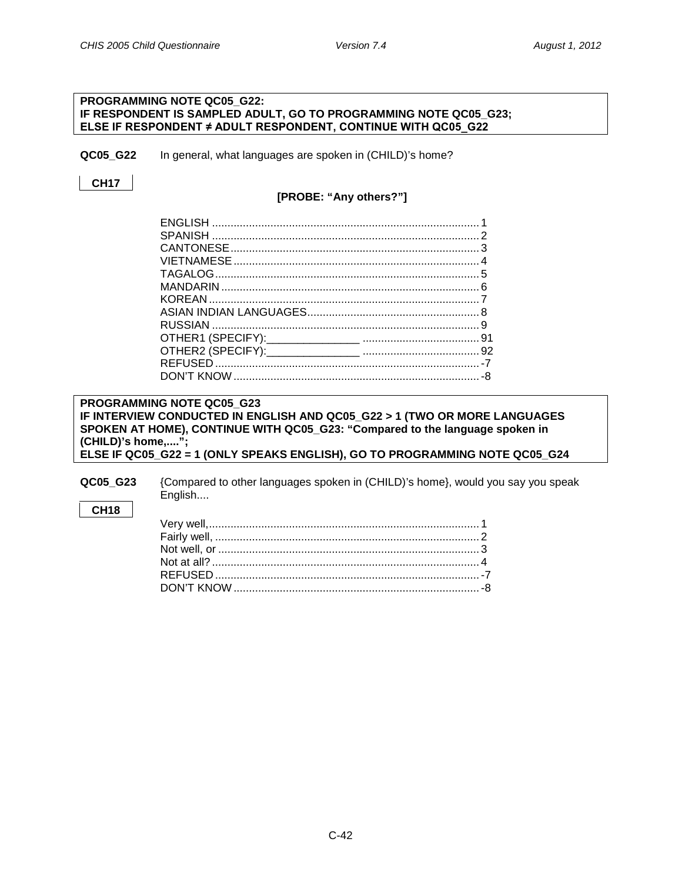**PROGRAMMING NOTE QC05_G22:**
**IF RESPONDENT IS SAMPLED ADULT, GO TO PROGRAMMING NOTE QC05_G23;**
**ELSE IF RESPONDENT ≠ ADULT RESPONDENT, CONTINUE WITH QC05_G22**

**QC05_G22** In general, what languages are spoken in (CHILD)'s home?

**CH17**

**[PROBE: "Any others?"]**

ENGLISH ........................................ 1
SPANISH ........................................ 2
CANTONESE ........................................ 3
VIETNAMESE ........................................ 4
TAGALOG ........................................ 5
MANDARIN ........................................ 6
KOREAN ........................................ 7
ASIAN INDIAN LANGUAGES ........................................ 8
RUSSIAN ........................................ 9
OTHER1 (SPECIFY):_______________ ........................................ 91
OTHER2 (SPECIFY):_______________ ........................................ 92
REFUSED ........................................ -7
DON'T KNOW ........................................ -8

**PROGRAMMING NOTE QC05_G23**
**IF INTERVIEW CONDUCTED IN ENGLISH AND QC05_G22 > 1 (TWO OR MORE LANGUAGES SPOKEN AT HOME), CONTINUE WITH QC05_G23: "Compared to the language spoken in (CHILD)'s home,....";**
**ELSE IF QC05_G22 = 1 (ONLY SPEAKS ENGLISH), GO TO PROGRAMMING NOTE QC05_G24**

**QC05_G23** {Compared to other languages spoken in (CHILD)'s home}, would you say you speak English....

**CH18**

Very well, ........................................ 1
Fairly well, ........................................ 2
Not well, or ........................................ 3
Not at all? ........................................ 4
REFUSED ........................................ -7
DON'T KNOW ........................................ -8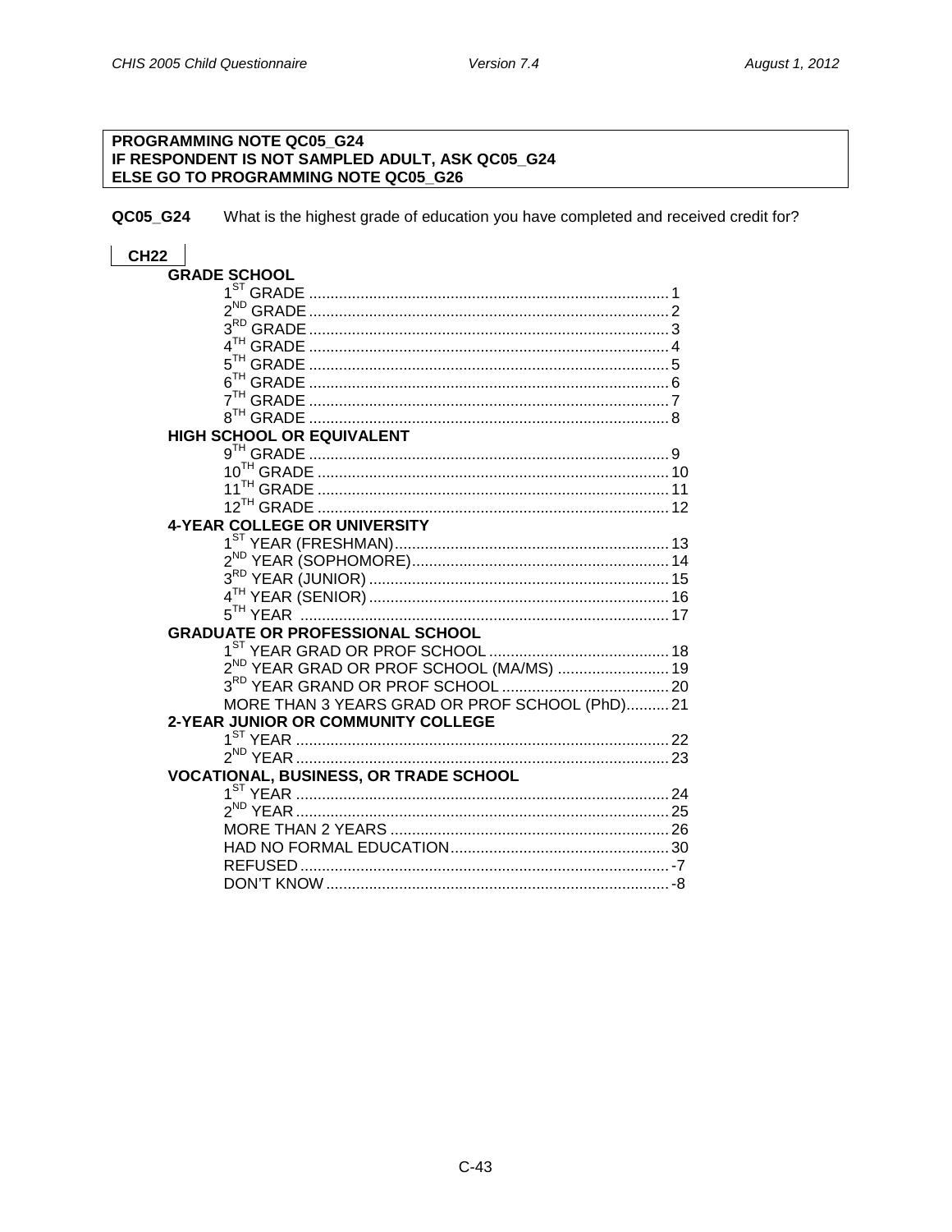**PROGRAMMING NOTE QC05_G24**
**IF RESPONDENT IS NOT SAMPLED ADULT, ASK QC05_G24**
**ELSE GO TO PROGRAMMING NOTE QC05_G26**

**QC05_G24** What is the highest grade of education you have completed and received credit for?

**CH22**

**GRADE SCHOOL**

| | |
|---|---|
| 1ST GRADE | 1 |
| 2ND GRADE | 2 |
| 3RD GRADE | 3 |
| 4TH GRADE | 4 |
| 5TH GRADE | 5 |
| 6TH GRADE | 6 |
| 7TH GRADE | 7 |
| 8TH GRADE | 8 |
| **HIGH SCHOOL OR EQUIVALENT** | |
| 9TH GRADE | 9 |
| 10TH GRADE | 10 |
| 11TH GRADE | 11 |
| 12TH GRADE | 12 |
| **4-YEAR COLLEGE OR UNIVERSITY** | |
| 1ST YEAR (FRESHMAN) | 13 |
| 2ND YEAR (SOPHOMORE) | 14 |
| 3RD YEAR (JUNIOR) | 15 |
| 4TH YEAR (SENIOR) | 16 |
| 5TH YEAR | 17 |
| **GRADUATE OR PROFESSIONAL SCHOOL** | |
| 1ST YEAR GRAD OR PROF SCHOOL | 18 |
| 2ND YEAR GRAD OR PROF SCHOOL (MA/MS) | 19 |
| 3RD YEAR GRAND OR PROF SCHOOL | 20 |
| MORE THAN 3 YEARS GRAD OR PROF SCHOOL (PhD) | 21 |
| **2-YEAR JUNIOR OR COMMUNITY COLLEGE** | |
| 1ST YEAR | 22 |
| 2ND YEAR | 23 |
| **VOCATIONAL, BUSINESS, OR TRADE SCHOOL** | |
| 1ST YEAR | 24 |
| 2ND YEAR | 25 |
| MORE THAN 2 YEARS | 26 |
| HAD NO FORMAL EDUCATION | 30 |
| REFUSED | -7 |
| DON'T KNOW | -8 |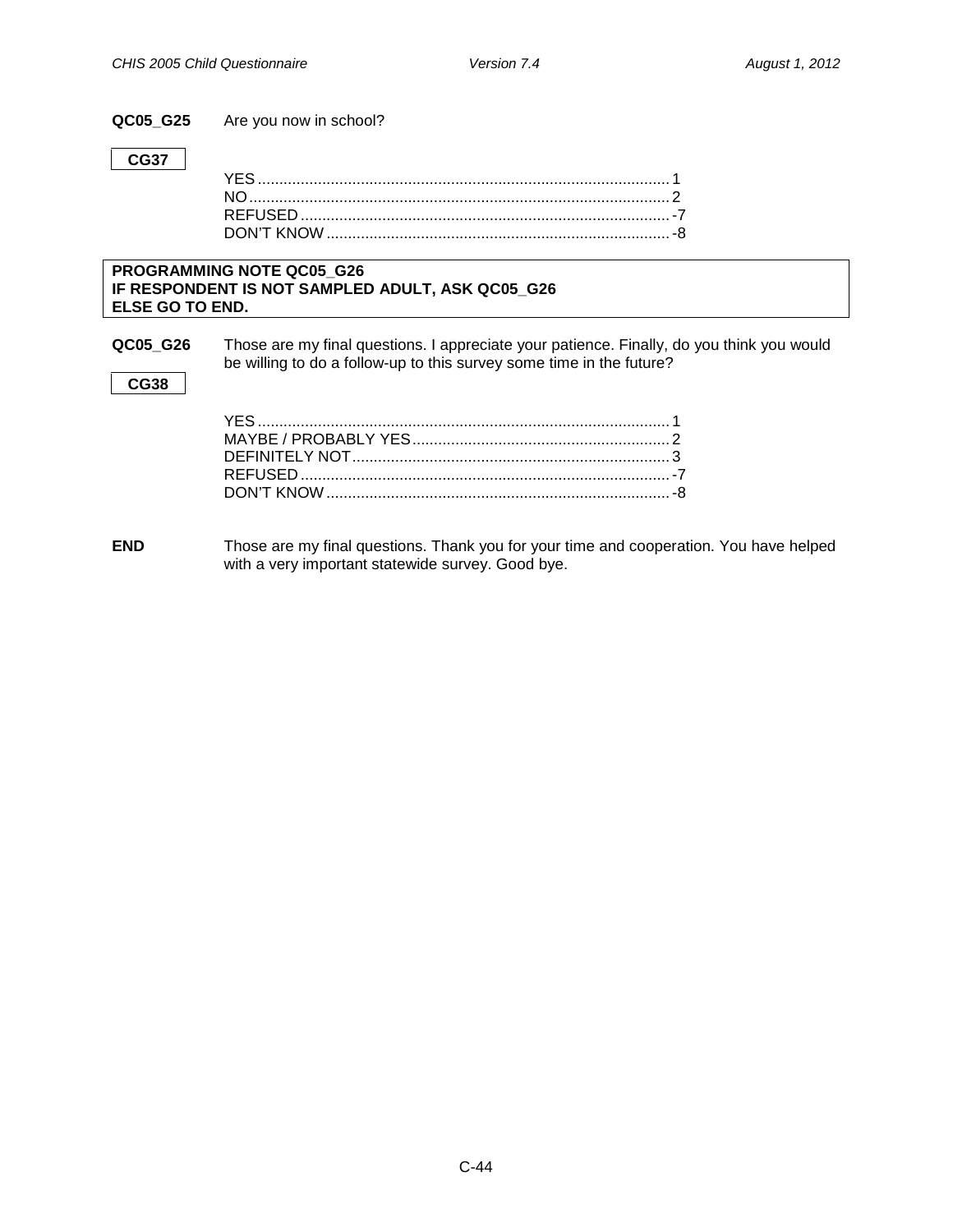**QC05_G25** Are you now in school?

**CG37**

| | |
|---|---|
| YES | 1 |
| NO | 2 |
| REFUSED | -7 |
| DON'T KNOW | -8 |

**PROGRAMMING NOTE QC05_G26**
**IF RESPONDENT IS NOT SAMPLED ADULT, ASK QC05_G26**
**ELSE GO TO END.**

**QC05_G26** Those are my final questions. I appreciate your patience. Finally, do you think you would be willing to do a follow-up to this survey some time in the future?

**CG38**

| | |
|---|---|
| YES | 1 |
| MAYBE / PROBABLY YES | 2 |
| DEFINITELY NOT | 3 |
| REFUSED | -7 |
| DON'T KNOW | -8 |

**END** Those are my final questions. Thank you for your time and cooperation. You have helped with a very important statewide survey. Good bye.